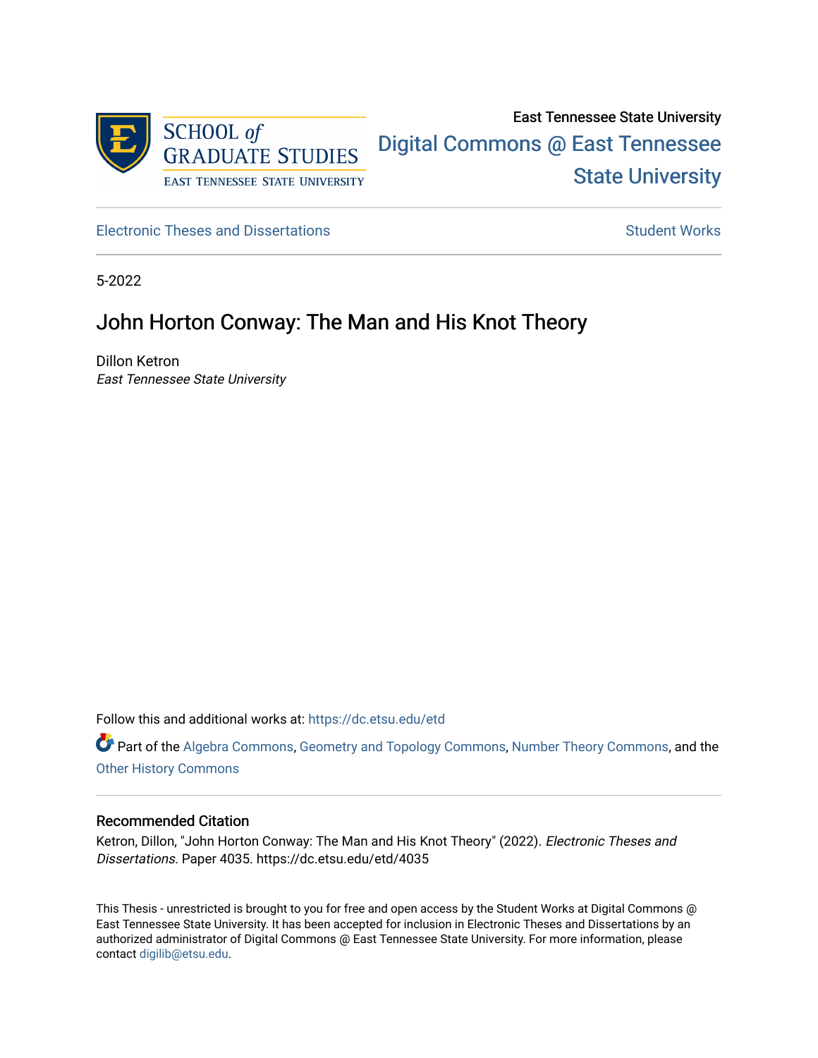East Tennessee State University

Digital Commons @ East Tennessee State University

Electronic Theses and Dissertations

Student Works

5-2022

# John Horton Conway: The Man and His Knot Theory

Dillon Ketron
*East Tennessee State University*

Follow this and additional works at: https://dc.etsu.edu/etd

Part of the Algebra Commons, Geometry and Topology Commons, Number Theory Commons, and the Other History Commons

### Recommended Citation

Ketron, Dillon, "John Horton Conway: The Man and His Knot Theory" (2022). *Electronic Theses and Dissertations.* Paper 4035. https://dc.etsu.edu/etd/4035

This Thesis - unrestricted is brought to you for free and open access by the Student Works at Digital Commons @ East Tennessee State University. It has been accepted for inclusion in Electronic Theses and Dissertations by an authorized administrator of Digital Commons @ East Tennessee State University. For more information, please contact digilib@etsu.edu.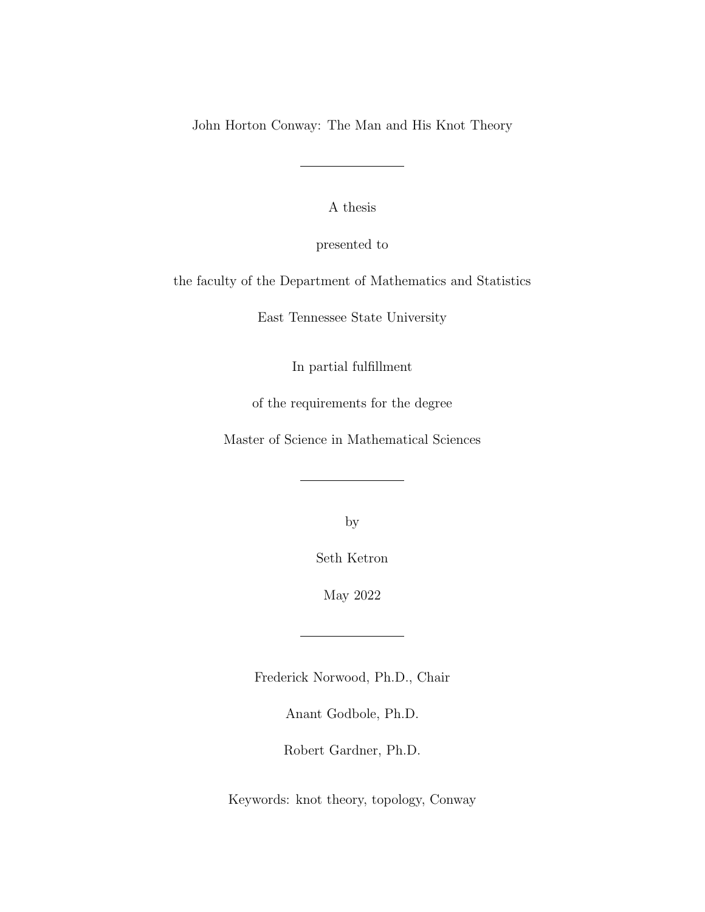John Horton Conway: The Man and His Knot Theory

---

A thesis

presented to

the faculty of the Department of Mathematics and Statistics

East Tennessee State University

In partial fulfillment

of the requirements for the degree

Master of Science in Mathematical Sciences

---

by

Seth Ketron

May 2022

---

Frederick Norwood, Ph.D., Chair

Anant Godbole, Ph.D.

Robert Gardner, Ph.D.

Keywords: knot theory, topology, Conway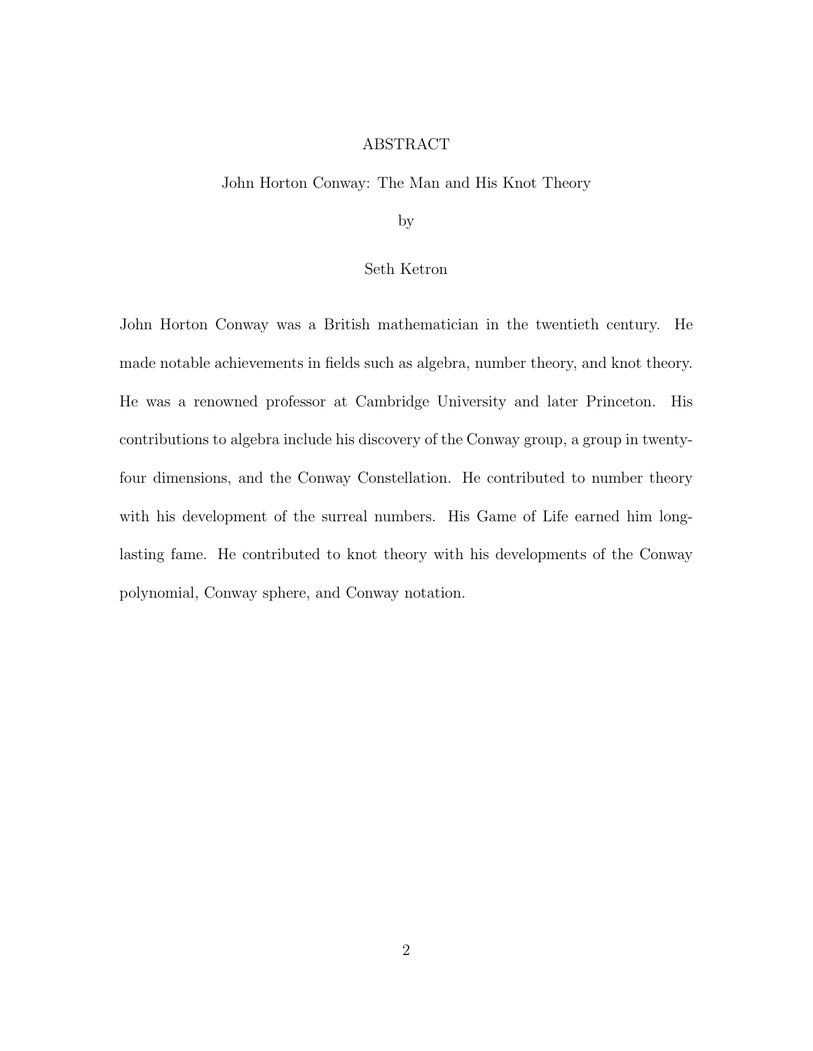# ABSTRACT

John Horton Conway: The Man and His Knot Theory

by

Seth Ketron

John Horton Conway was a British mathematician in the twentieth century. He made notable achievements in fields such as algebra, number theory, and knot theory. He was a renowned professor at Cambridge University and later Princeton. His contributions to algebra include his discovery of the Conway group, a group in twenty-four dimensions, and the Conway Constellation. He contributed to number theory with his development of the surreal numbers. His Game of Life earned him long-lasting fame. He contributed to knot theory with his developments of the Conway polynomial, Conway sphere, and Conway notation.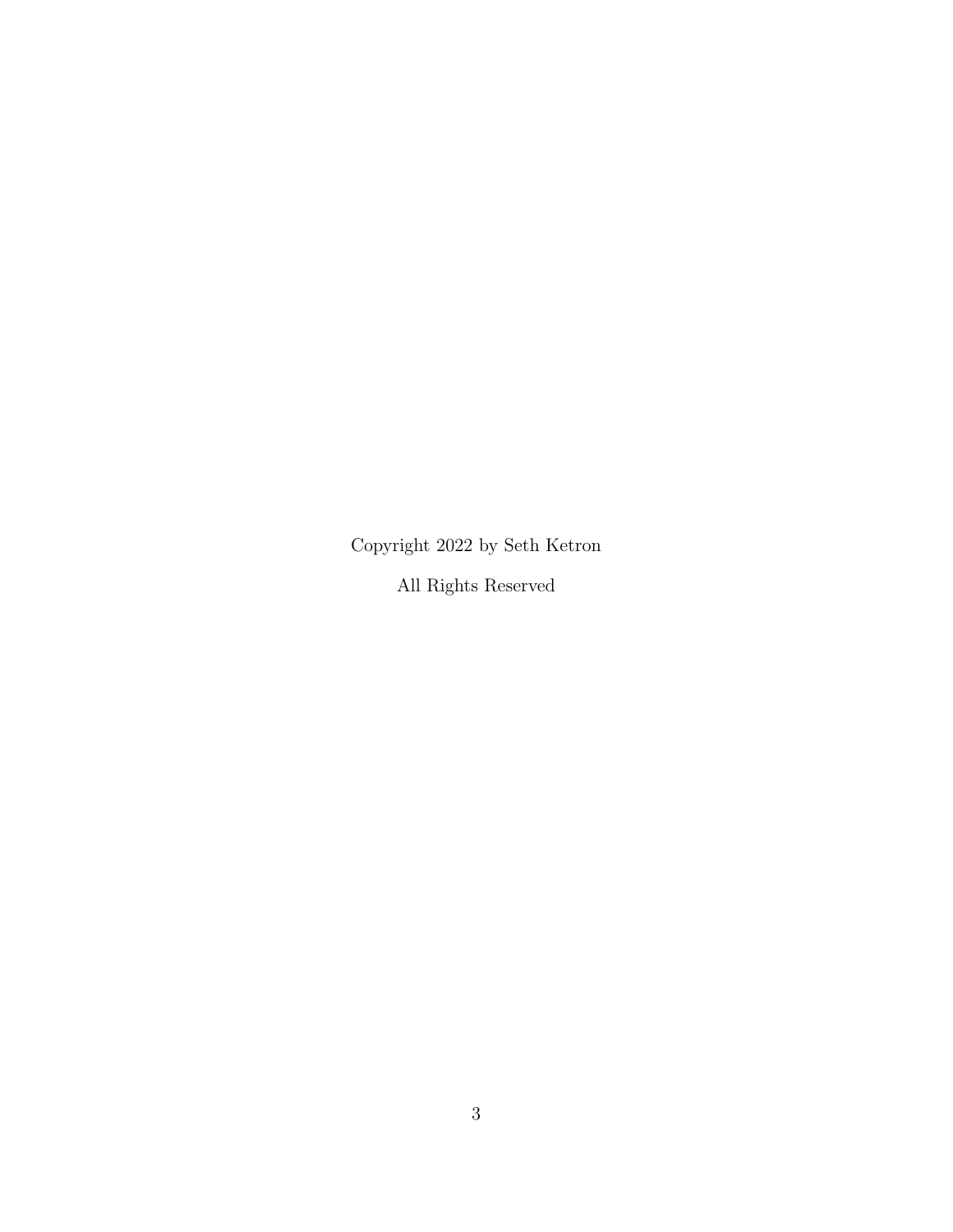Copyright 2022 by Seth Ketron

All Rights Reserved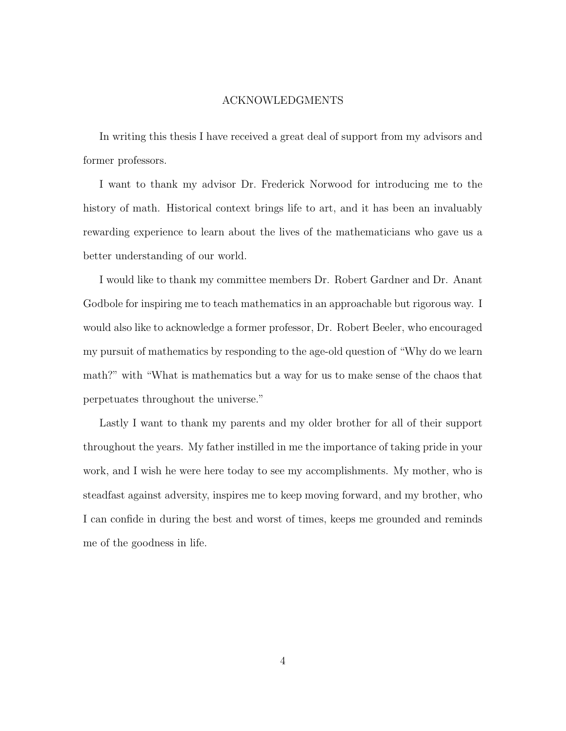# ACKNOWLEDGMENTS

In writing this thesis I have received a great deal of support from my advisors and former professors.

I want to thank my advisor Dr. Frederick Norwood for introducing me to the history of math. Historical context brings life to art, and it has been an invaluably rewarding experience to learn about the lives of the mathematicians who gave us a better understanding of our world.

I would like to thank my committee members Dr. Robert Gardner and Dr. Anant Godbole for inspiring me to teach mathematics in an approachable but rigorous way. I would also like to acknowledge a former professor, Dr. Robert Beeler, who encouraged my pursuit of mathematics by responding to the age-old question of "Why do we learn math?" with "What is mathematics but a way for us to make sense of the chaos that perpetuates throughout the universe."

Lastly I want to thank my parents and my older brother for all of their support throughout the years. My father instilled in me the importance of taking pride in your work, and I wish he were here today to see my accomplishments. My mother, who is steadfast against adversity, inspires me to keep moving forward, and my brother, who I can confide in during the best and worst of times, keeps me grounded and reminds me of the goodness in life.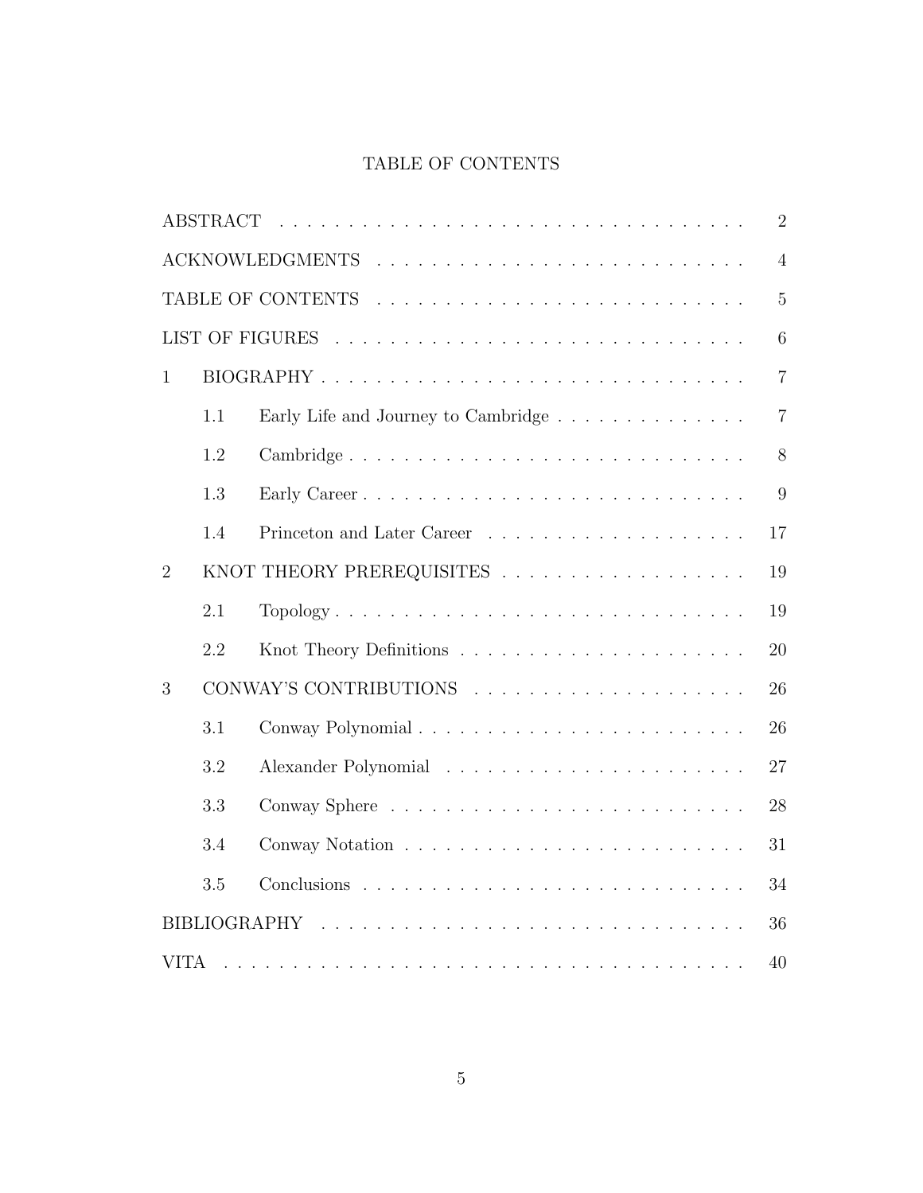# TABLE OF CONTENTS

| | | |
|---|---|---|
| ABSTRACT | | 2 |
| ACKNOWLEDGMENTS | | 4 |
| TABLE OF CONTENTS | | 5 |
| LIST OF FIGURES | | 6 |
| 1 | BIOGRAPHY | 7 |
| | 1.1 Early Life and Journey to Cambridge | 7 |
| | 1.2 Cambridge | 8 |
| | 1.3 Early Career | 9 |
| | 1.4 Princeton and Later Career | 17 |
| 2 | KNOT THEORY PREREQUISITES | 19 |
| | 2.1 Topology | 19 |
| | 2.2 Knot Theory Definitions | 20 |
| 3 | CONWAY'S CONTRIBUTIONS | 26 |
| | 3.1 Conway Polynomial | 26 |
| | 3.2 Alexander Polynomial | 27 |
| | 3.3 Conway Sphere | 28 |
| | 3.4 Conway Notation | 31 |
| | 3.5 Conclusions | 34 |
| BIBLIOGRAPHY | | 36 |
| VITA | | 40 |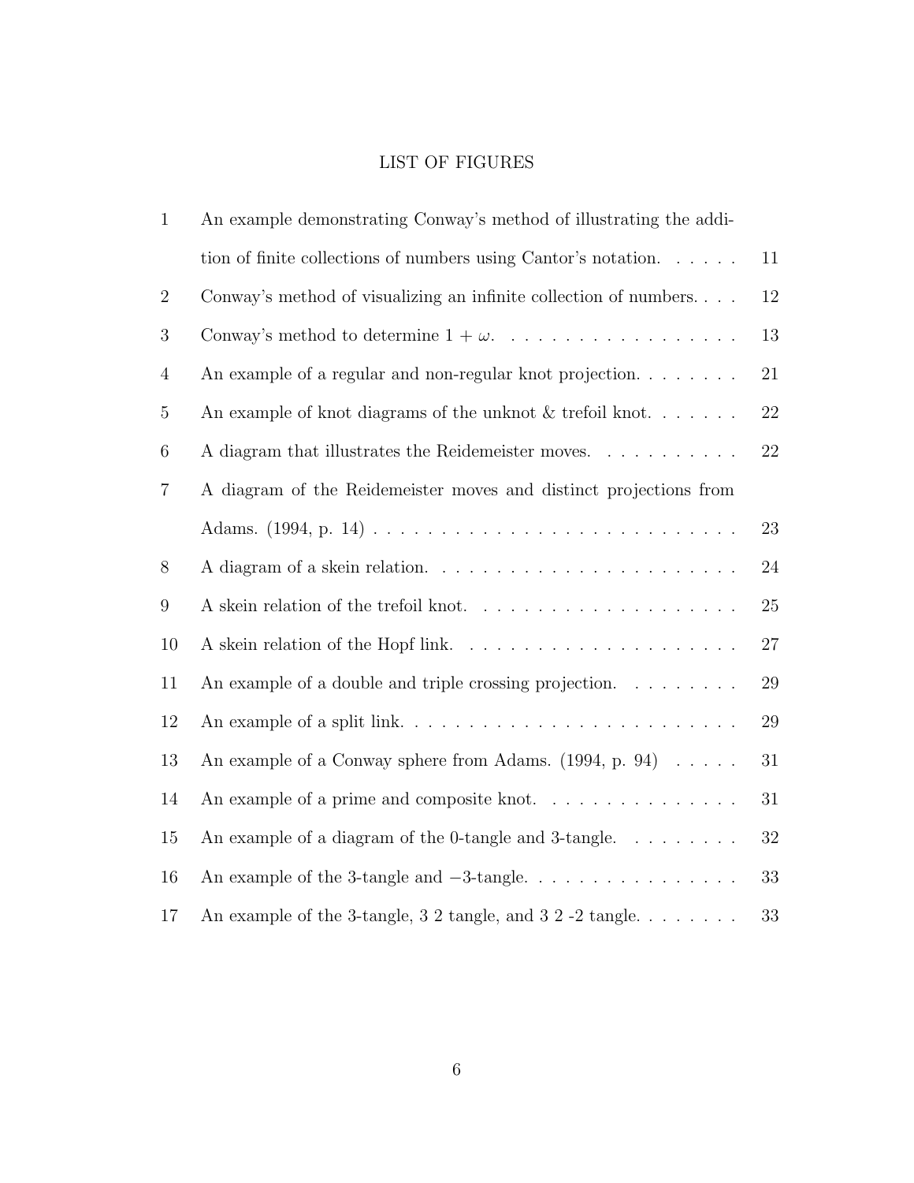# LIST OF FIGURES

| | | |
|---|---|---|
| 1 | An example demonstrating Conway's method of illustrating the addition of finite collections of numbers using Cantor's notation. | 11 |
| 2 | Conway's method of visualizing an infinite collection of numbers. | 12 |
| 3 | Conway's method to determine $1 + \omega$. | 13 |
| 4 | An example of a regular and non-regular knot projection. | 21 |
| 5 | An example of knot diagrams of the unknot & trefoil knot. | 22 |
| 6 | A diagram that illustrates the Reidemeister moves. | 22 |
| 7 | A diagram of the Reidemeister moves and distinct projections from Adams. (1994, p. 14) | 23 |
| 8 | A diagram of a skein relation. | 24 |
| 9 | A skein relation of the trefoil knot. | 25 |
| 10 | A skein relation of the Hopf link. | 27 |
| 11 | An example of a double and triple crossing projection. | 29 |
| 12 | An example of a split link. | 29 |
| 13 | An example of a Conway sphere from Adams. (1994, p. 94) | 31 |
| 14 | An example of a prime and composite knot. | 31 |
| 15 | An example of a diagram of the 0-tangle and 3-tangle. | 32 |
| 16 | An example of the 3-tangle and $-3$-tangle. | 33 |
| 17 | An example of the 3-tangle, 3 2 tangle, and 3 2 -2 tangle. | 33 |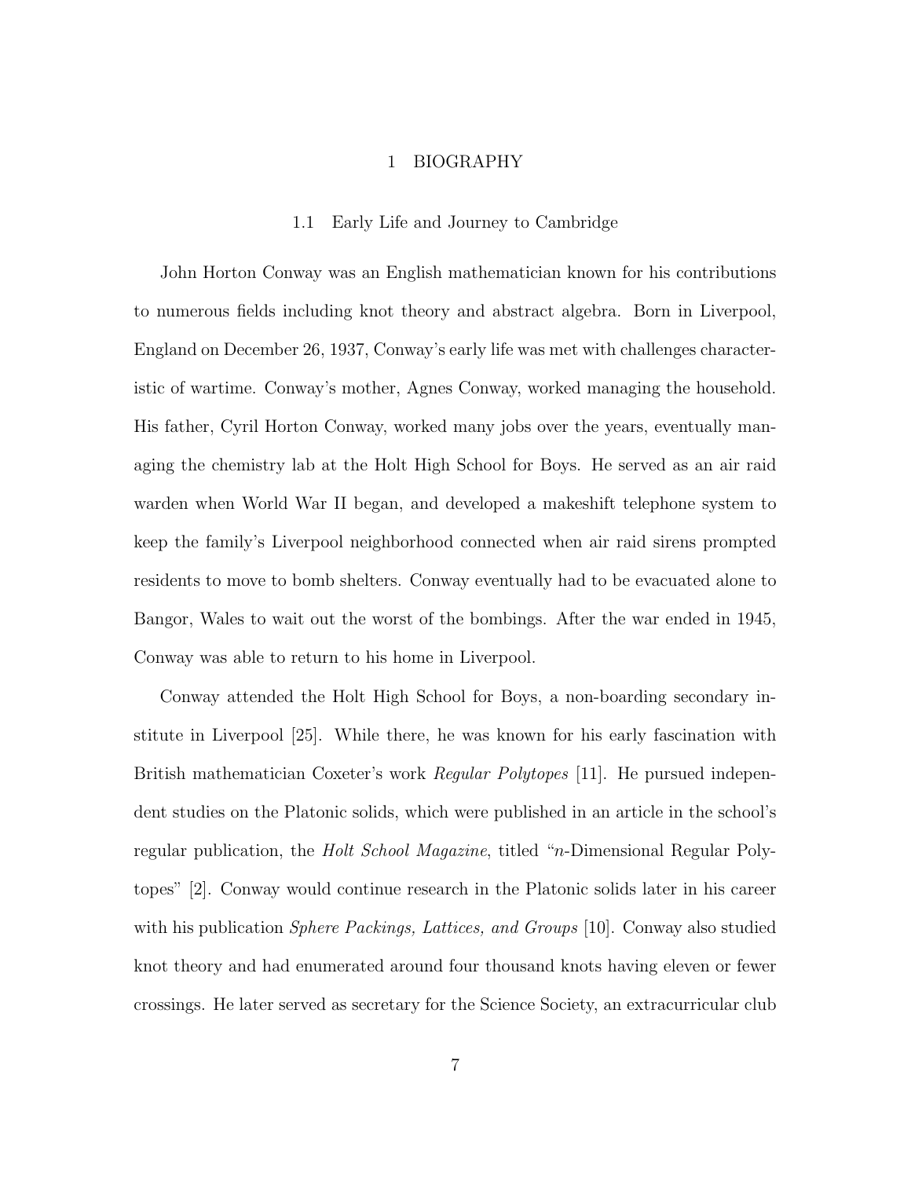# 1 BIOGRAPHY

## 1.1 Early Life and Journey to Cambridge

John Horton Conway was an English mathematician known for his contributions to numerous fields including knot theory and abstract algebra. Born in Liverpool, England on December 26, 1937, Conway's early life was met with challenges characteristic of wartime. Conway's mother, Agnes Conway, worked managing the household. His father, Cyril Horton Conway, worked many jobs over the years, eventually managing the chemistry lab at the Holt High School for Boys. He served as an air raid warden when World War II began, and developed a makeshift telephone system to keep the family's Liverpool neighborhood connected when air raid sirens prompted residents to move to bomb shelters. Conway eventually had to be evacuated alone to Bangor, Wales to wait out the worst of the bombings. After the war ended in 1945, Conway was able to return to his home in Liverpool.

Conway attended the Holt High School for Boys, a non-boarding secondary institute in Liverpool [25]. While there, he was known for his early fascination with British mathematician Coxeter's work *Regular Polytopes* [11]. He pursued independent studies on the Platonic solids, which were published in an article in the school's regular publication, the *Holt School Magazine*, titled "$n$-Dimensional Regular Polytopes" [2]. Conway would continue research in the Platonic solids later in his career with his publication *Sphere Packings, Lattices, and Groups* [10]. Conway also studied knot theory and had enumerated around four thousand knots having eleven or fewer crossings. He later served as secretary for the Science Society, an extracurricular club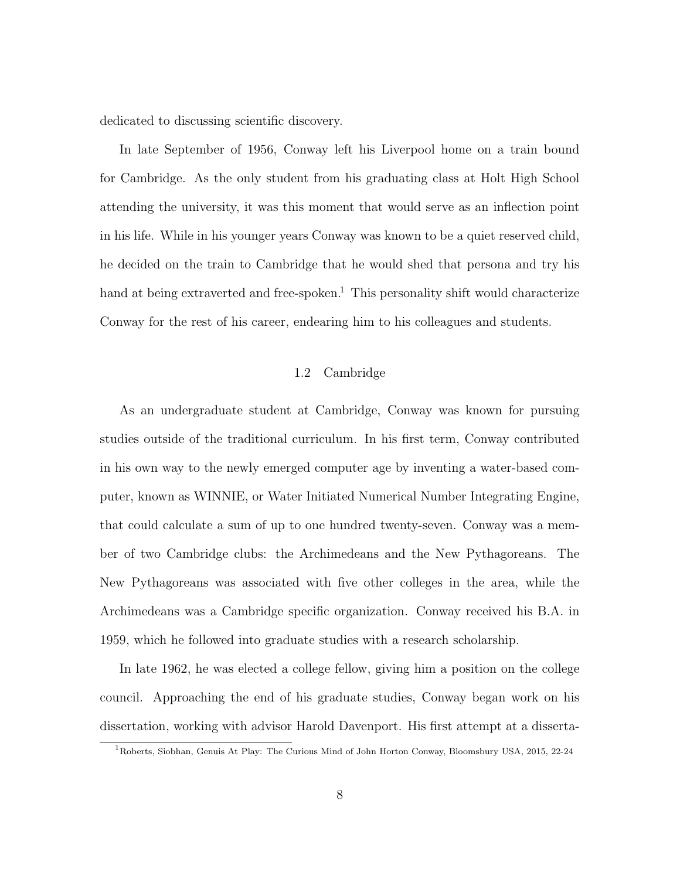dedicated to discussing scientific discovery.

In late September of 1956, Conway left his Liverpool home on a train bound for Cambridge. As the only student from his graduating class at Holt High School attending the university, it was this moment that would serve as an inflection point in his life. While in his younger years Conway was known to be a quiet reserved child, he decided on the train to Cambridge that he would shed that persona and try his hand at being extraverted and free-spoken.[1] This personality shift would characterize Conway for the rest of his career, endearing him to his colleagues and students.

## 1.2 Cambridge

As an undergraduate student at Cambridge, Conway was known for pursuing studies outside of the traditional curriculum. In his first term, Conway contributed in his own way to the newly emerged computer age by inventing a water-based computer, known as WINNIE, or Water Initiated Numerical Number Integrating Engine, that could calculate a sum of up to one hundred twenty-seven. Conway was a member of two Cambridge clubs: the Archimedeans and the New Pythagoreans. The New Pythagoreans was associated with five other colleges in the area, while the Archimedeans was a Cambridge specific organization. Conway received his B.A. in 1959, which he followed into graduate studies with a research scholarship.

In late 1962, he was elected a college fellow, giving him a position on the college council. Approaching the end of his graduate studies, Conway began work on his dissertation, working with advisor Harold Davenport. His first attempt at a disserta-

[1] Roberts, Siobhan, Genuis At Play: The Curious Mind of John Horton Conway, Bloomsbury USA, 2015, 22-24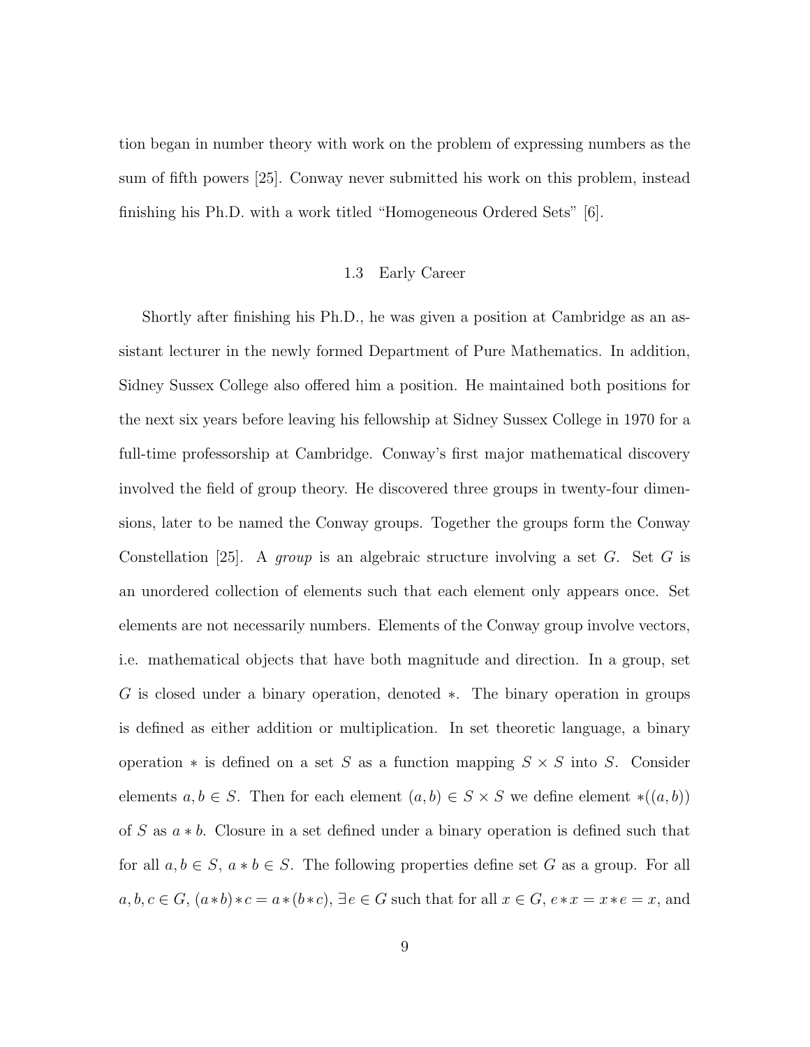tion began in number theory with work on the problem of expressing numbers as the sum of fifth powers [25]. Conway never submitted his work on this problem, instead finishing his Ph.D. with a work titled "Homogeneous Ordered Sets" [6].

### 1.3 Early Career

Shortly after finishing his Ph.D., he was given a position at Cambridge as an assistant lecturer in the newly formed Department of Pure Mathematics. In addition, Sidney Sussex College also offered him a position. He maintained both positions for the next six years before leaving his fellowship at Sidney Sussex College in 1970 for a full-time professorship at Cambridge. Conway's first major mathematical discovery involved the field of group theory. He discovered three groups in twenty-four dimensions, later to be named the Conway groups. Together the groups form the Conway Constellation [25]. A *group* is an algebraic structure involving a set $G$. Set $G$ is an unordered collection of elements such that each element only appears once. Set elements are not necessarily numbers. Elements of the Conway group involve vectors, i.e. mathematical objects that have both magnitude and direction. In a group, set $G$ is closed under a binary operation, denoted $*$. The binary operation in groups is defined as either addition or multiplication. In set theoretic language, a binary operation $*$ is defined on a set $S$ as a function mapping $S \times S$ into $S$. Consider elements $a, b \in S$. Then for each element $(a, b) \in S \times S$ we define element $*((a, b))$ of $S$ as $a * b$. Closure in a set defined under a binary operation is defined such that for all $a, b \in S$, $a * b \in S$. The following properties define set $G$ as a group. For all $a, b, c \in G$, $(a*b)*c = a*(b*c)$, $\exists e \in G$ such that for all $x \in G$, $e*x = x*e = x$, and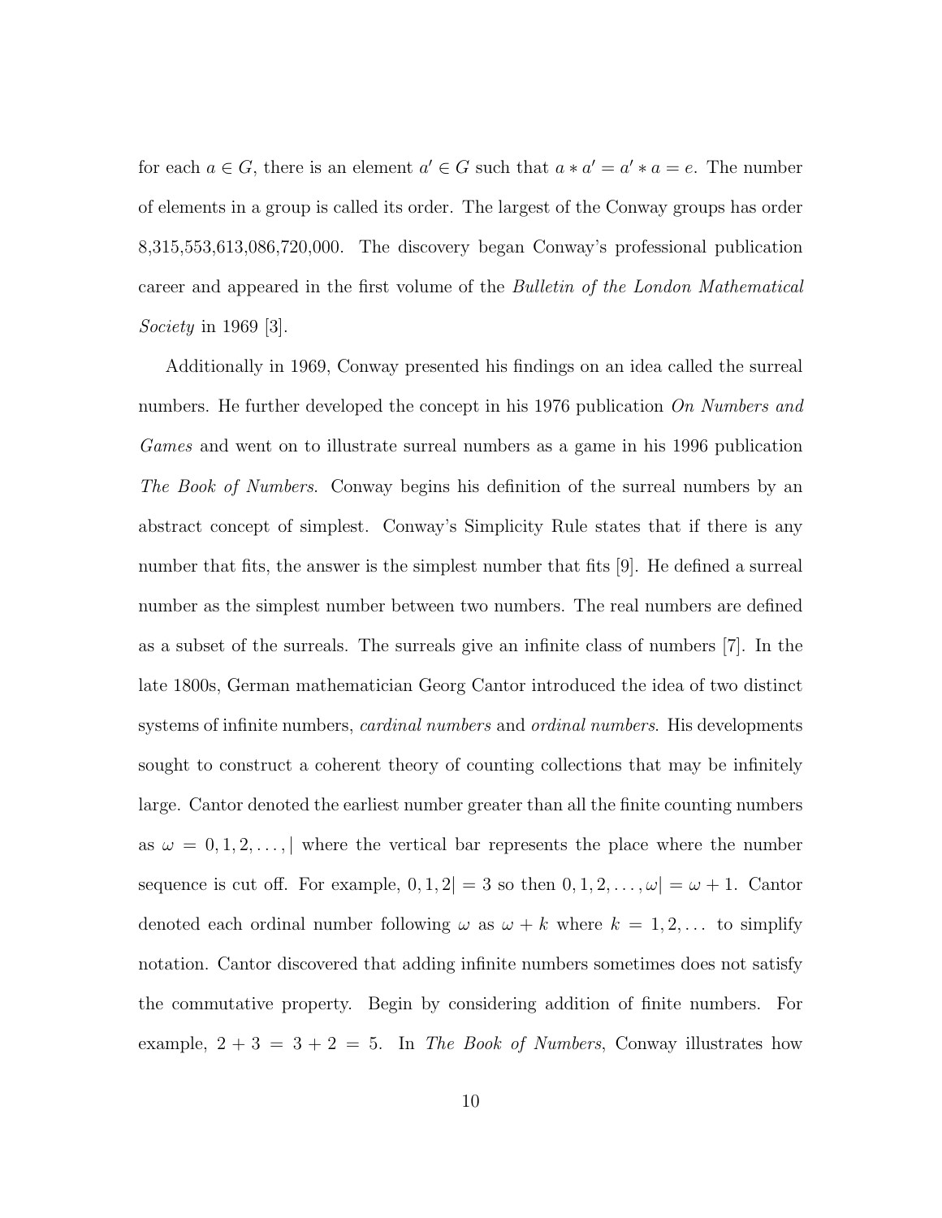for each $a \in G$, there is an element $a' \in G$ such that $a * a' = a' * a = e$. The number of elements in a group is called its order. The largest of the Conway groups has order 8,315,553,613,086,720,000. The discovery began Conway's professional publication career and appeared in the first volume of the *Bulletin of the London Mathematical Society* in 1969 [3].

Additionally in 1969, Conway presented his findings on an idea called the surreal numbers. He further developed the concept in his 1976 publication *On Numbers and Games* and went on to illustrate surreal numbers as a game in his 1996 publication *The Book of Numbers*. Conway begins his definition of the surreal numbers by an abstract concept of simplest. Conway's Simplicity Rule states that if there is any number that fits, the answer is the simplest number that fits [9]. He defined a surreal number as the simplest number between two numbers. The real numbers are defined as a subset of the surreals. The surreals give an infinite class of numbers [7]. In the late 1800s, German mathematician Georg Cantor introduced the idea of two distinct systems of infinite numbers, *cardinal numbers* and *ordinal numbers*. His developments sought to construct a coherent theory of counting collections that may be infinitely large. Cantor denoted the earliest number greater than all the finite counting numbers as $\omega = 0, 1, 2, \ldots, |$ where the vertical bar represents the place where the number sequence is cut off. For example, $0, 1, 2| = 3$ so then $0, 1, 2, \ldots, \omega| = \omega + 1$. Cantor denoted each ordinal number following $\omega$ as $\omega + k$ where $k = 1, 2, \ldots$ to simplify notation. Cantor discovered that adding infinite numbers sometimes does not satisfy the commutative property. Begin by considering addition of finite numbers. For example, $2 + 3 = 3 + 2 = 5$. In *The Book of Numbers*, Conway illustrates how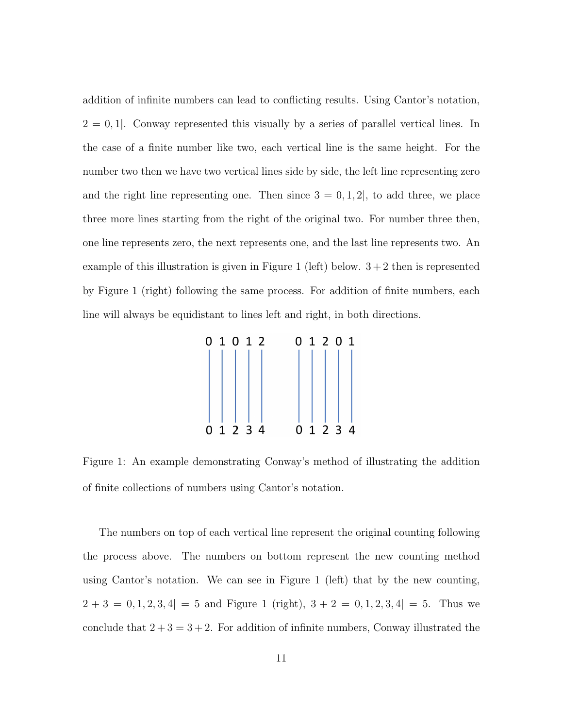addition of infinite numbers can lead to conflicting results. Using Cantor's notation, $2 = 0, 1|$. Conway represented this visually by a series of parallel vertical lines. In the case of a finite number like two, each vertical line is the same height. For the number two then we have two vertical lines side by side, the left line representing zero and the right line representing one. Then since $3 = 0, 1, 2|$, to add three, we place three more lines starting from the right of the original two. For number three then, one line represents zero, the next represents one, and the last line represents two. An example of this illustration is given in Figure 1 (left) below. $3 + 2$ then is represented by Figure 1 (right) following the same process. For addition of finite numbers, each line will always be equidistant to lines left and right, in both directions.

Figure 1: An example demonstrating Conway's method of illustrating the addition of finite collections of numbers using Cantor's notation.

The numbers on top of each vertical line represent the original counting following the process above. The numbers on bottom represent the new counting method using Cantor's notation. We can see in Figure 1 (left) that by the new counting, $2 + 3 = 0, 1, 2, 3, 4| = 5$ and Figure 1 (right), $3 + 2 = 0, 1, 2, 3, 4| = 5$. Thus we conclude that $2 + 3 = 3 + 2$. For addition of infinite numbers, Conway illustrated the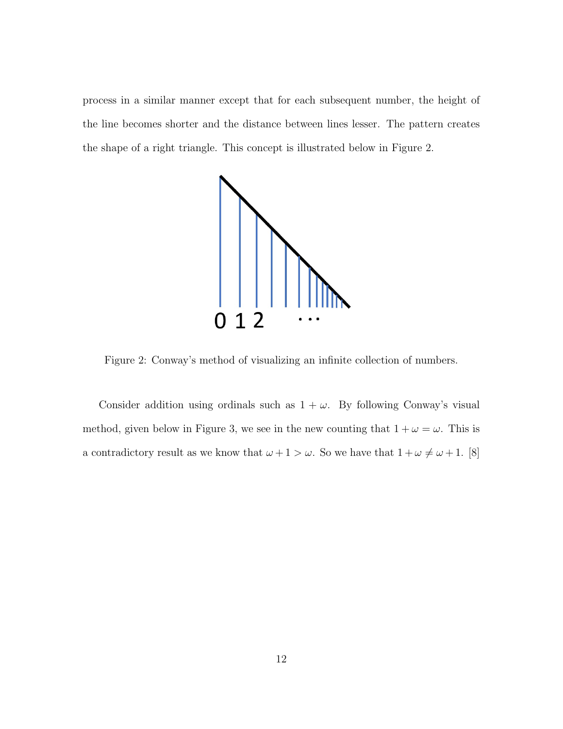process in a similar manner except that for each subsequent number, the height of the line becomes shorter and the distance between lines lesser. The pattern creates the shape of a right triangle. This concept is illustrated below in Figure 2.

Figure 2: Conway's method of visualizing an infinite collection of numbers.

Consider addition using ordinals such as $1 + \omega$. By following Conway's visual method, given below in Figure 3, we see in the new counting that $1 + \omega = \omega$. This is a contradictory result as we know that $\omega + 1 > \omega$. So we have that $1 + \omega \neq \omega + 1$. [8]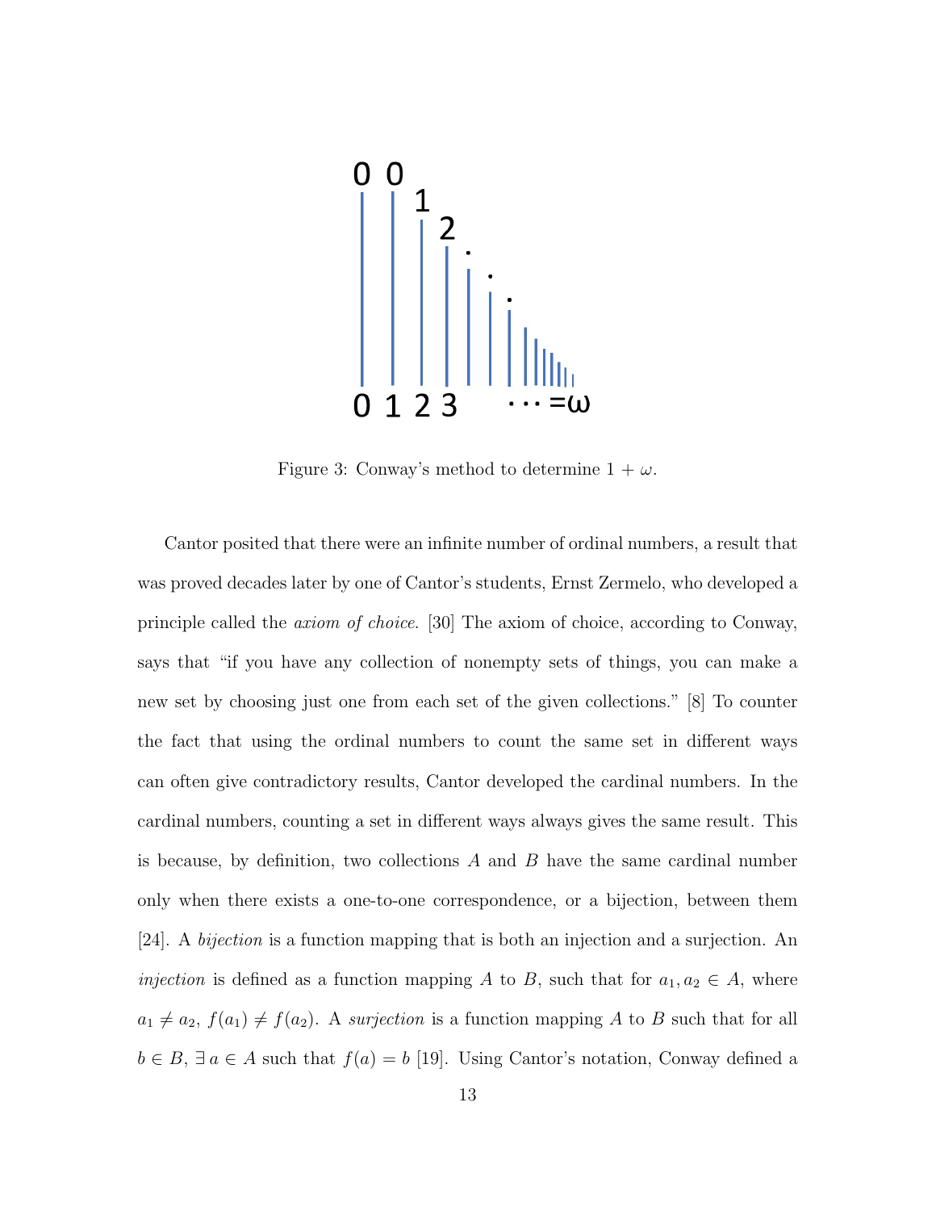Figure 3: Conway's method to determine $1 + \omega$.

Cantor posited that there were an infinite number of ordinal numbers, a result that was proved decades later by one of Cantor's students, Ernst Zermelo, who developed a principle called the *axiom of choice*. [30] The axiom of choice, according to Conway, says that "if you have any collection of nonempty sets of things, you can make a new set by choosing just one from each set of the given collections." [8] To counter the fact that using the ordinal numbers to count the same set in different ways can often give contradictory results, Cantor developed the cardinal numbers. In the cardinal numbers, counting a set in different ways always gives the same result. This is because, by definition, two collections $A$ and $B$ have the same cardinal number only when there exists a one-to-one correspondence, or a bijection, between them [24]. A *bijection* is a function mapping that is both an injection and a surjection. An *injection* is defined as a function mapping $A$ to $B$, such that for $a_1, a_2 \in A$, where $a_1 \neq a_2$, $f(a_1) \neq f(a_2)$. A *surjection* is a function mapping $A$ to $B$ such that for all $b \in B$, $\exists\, a \in A$ such that $f(a) = b$ [19]. Using Cantor's notation, Conway defined a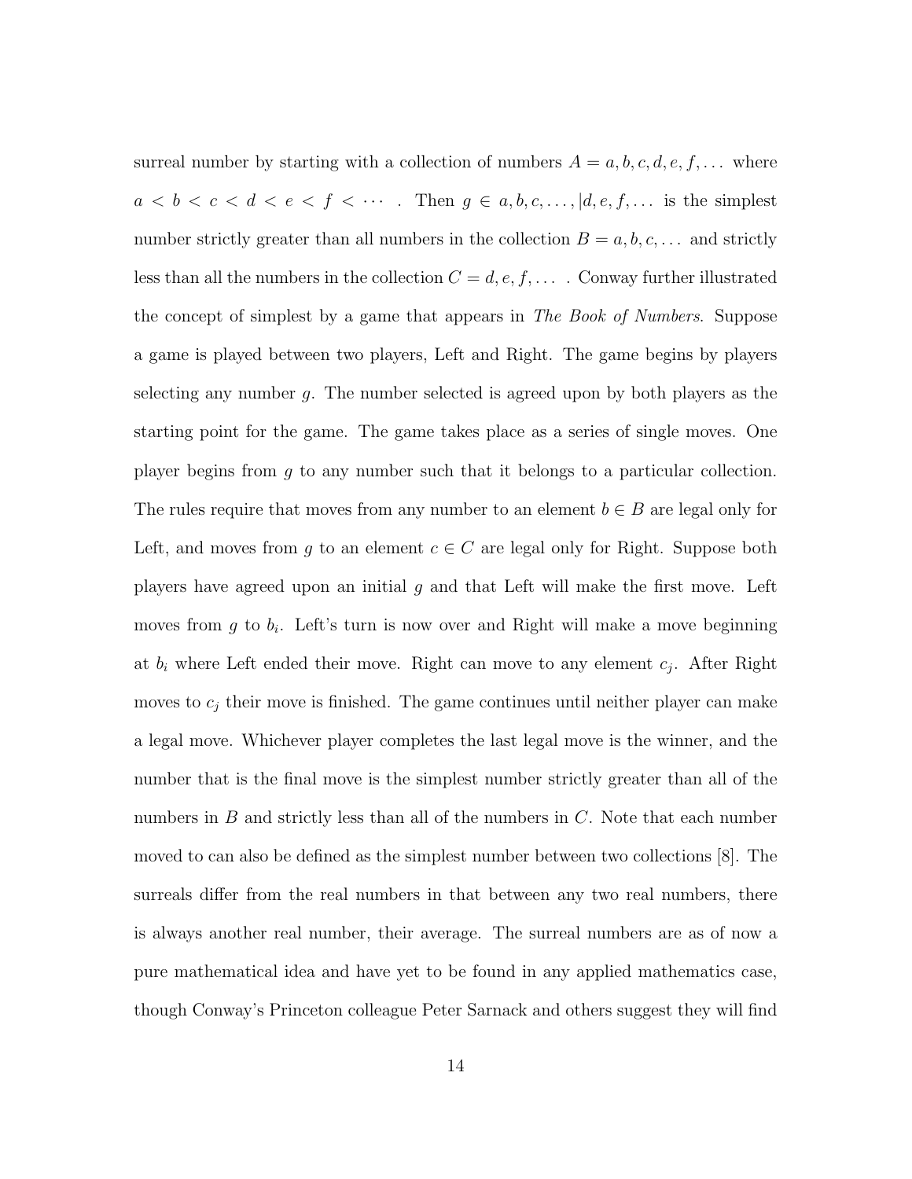surreal number by starting with a collection of numbers $A = a, b, c, d, e, f, \ldots$ where $a < b < c < d < e < f < \cdots$ . Then $g \in a, b, c, \ldots, |d, e, f, \ldots$ is the simplest number strictly greater than all numbers in the collection $B = a, b, c, \ldots$ and strictly less than all the numbers in the collection $C = d, e, f, \ldots$ . Conway further illustrated the concept of simplest by a game that appears in *The Book of Numbers*. Suppose a game is played between two players, Left and Right. The game begins by players selecting any number $g$. The number selected is agreed upon by both players as the starting point for the game. The game takes place as a series of single moves. One player begins from $g$ to any number such that it belongs to a particular collection. The rules require that moves from any number to an element $b \in B$ are legal only for Left, and moves from $g$ to an element $c \in C$ are legal only for Right. Suppose both players have agreed upon an initial $g$ and that Left will make the first move. Left moves from $g$ to $b_i$. Left's turn is now over and Right will make a move beginning at $b_i$ where Left ended their move. Right can move to any element $c_j$. After Right moves to $c_j$ their move is finished. The game continues until neither player can make a legal move. Whichever player completes the last legal move is the winner, and the number that is the final move is the simplest number strictly greater than all of the numbers in $B$ and strictly less than all of the numbers in $C$. Note that each number moved to can also be defined as the simplest number between two collections [8]. The surreals differ from the real numbers in that between any two real numbers, there is always another real number, their average. The surreal numbers are as of now a pure mathematical idea and have yet to be found in any applied mathematics case, though Conway's Princeton colleague Peter Sarnack and others suggest they will find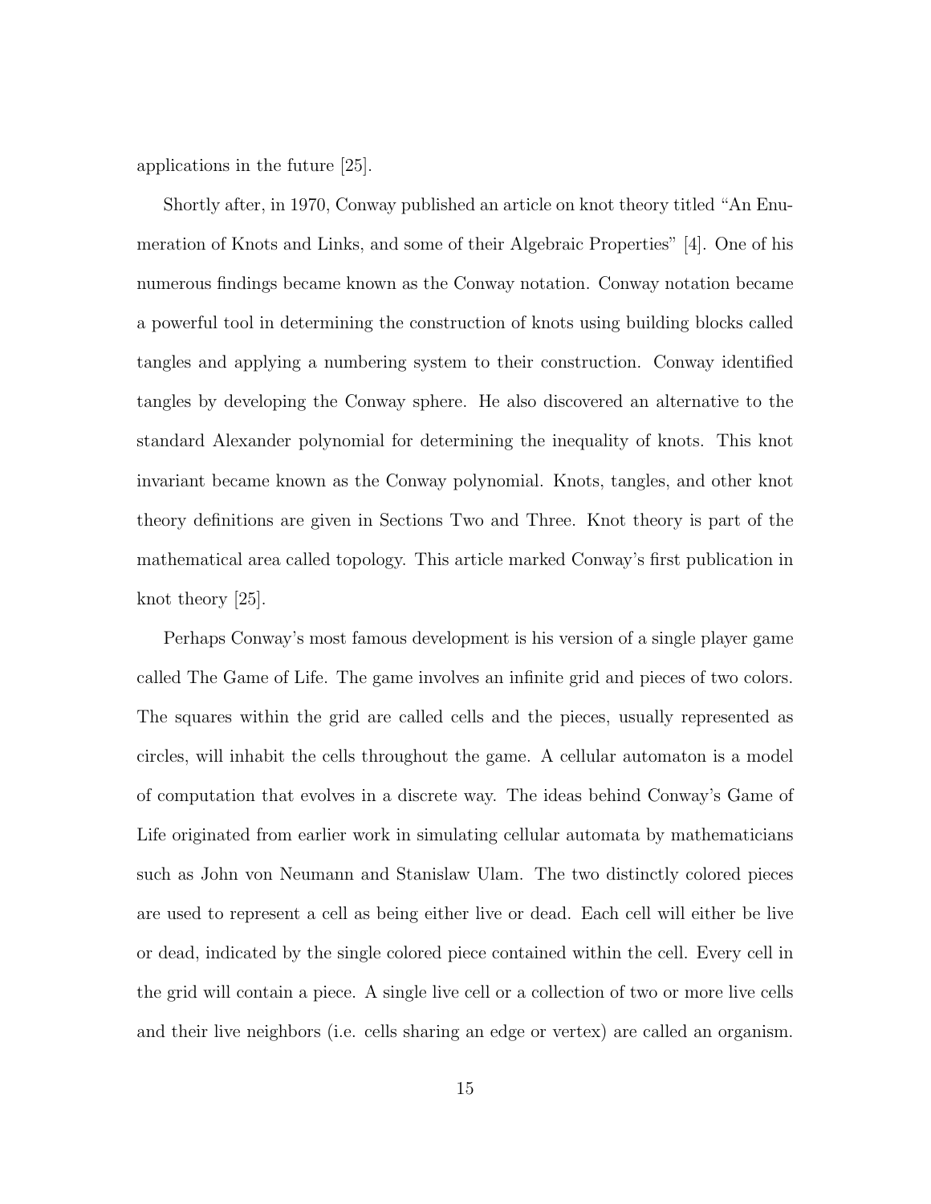applications in the future [25].

Shortly after, in 1970, Conway published an article on knot theory titled "An Enumeration of Knots and Links, and some of their Algebraic Properties" [4]. One of his numerous findings became known as the Conway notation. Conway notation became a powerful tool in determining the construction of knots using building blocks called tangles and applying a numbering system to their construction. Conway identified tangles by developing the Conway sphere. He also discovered an alternative to the standard Alexander polynomial for determining the inequality of knots. This knot invariant became known as the Conway polynomial. Knots, tangles, and other knot theory definitions are given in Sections Two and Three. Knot theory is part of the mathematical area called topology. This article marked Conway's first publication in knot theory [25].

Perhaps Conway's most famous development is his version of a single player game called The Game of Life. The game involves an infinite grid and pieces of two colors. The squares within the grid are called cells and the pieces, usually represented as circles, will inhabit the cells throughout the game. A cellular automaton is a model of computation that evolves in a discrete way. The ideas behind Conway's Game of Life originated from earlier work in simulating cellular automata by mathematicians such as John von Neumann and Stanislaw Ulam. The two distinctly colored pieces are used to represent a cell as being either live or dead. Each cell will either be live or dead, indicated by the single colored piece contained within the cell. Every cell in the grid will contain a piece. A single live cell or a collection of two or more live cells and their live neighbors (i.e. cells sharing an edge or vertex) are called an organism.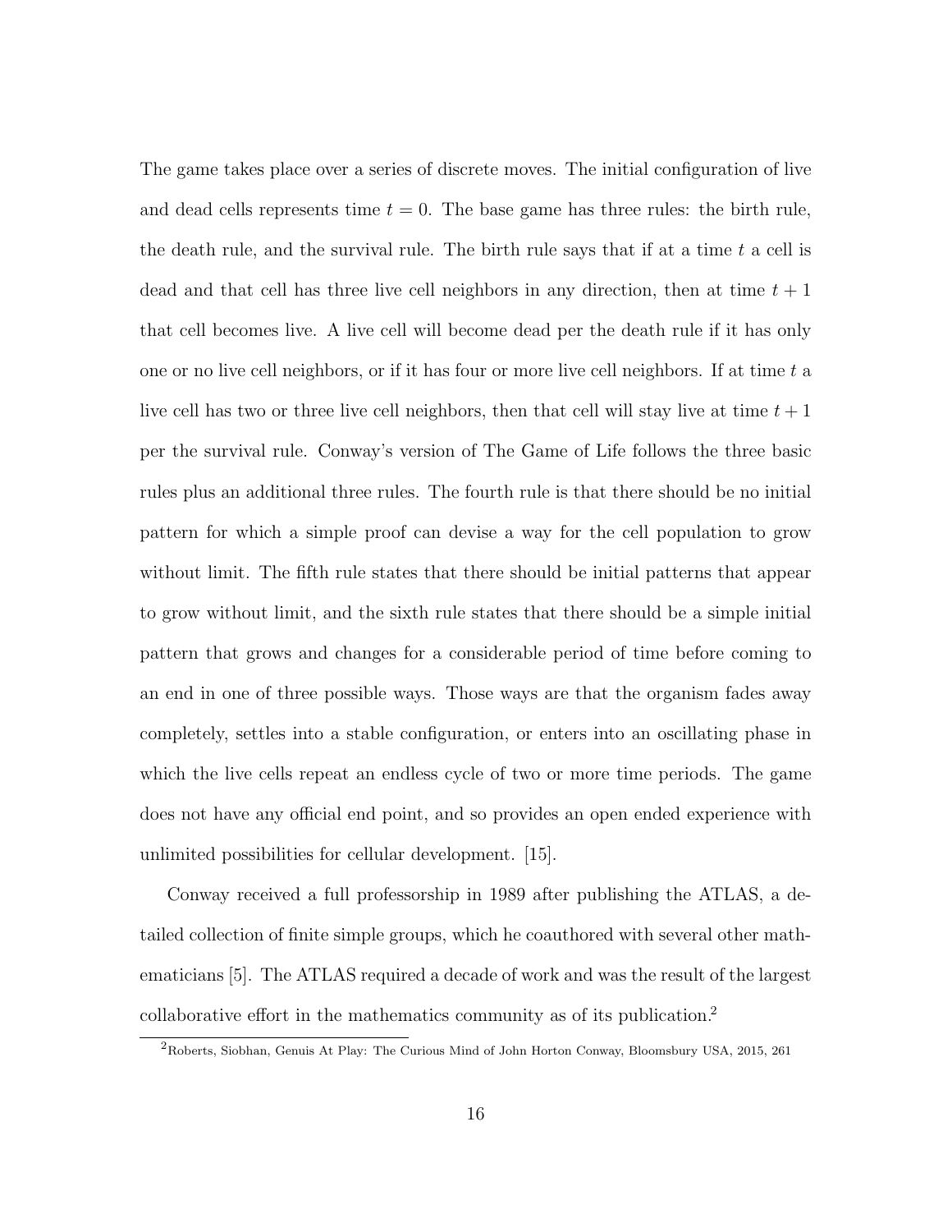The game takes place over a series of discrete moves. The initial configuration of live and dead cells represents time $t = 0$. The base game has three rules: the birth rule, the death rule, and the survival rule. The birth rule says that if at a time $t$ a cell is dead and that cell has three live cell neighbors in any direction, then at time $t + 1$ that cell becomes live. A live cell will become dead per the death rule if it has only one or no live cell neighbors, or if it has four or more live cell neighbors. If at time $t$ a live cell has two or three live cell neighbors, then that cell will stay live at time $t + 1$ per the survival rule. Conway's version of The Game of Life follows the three basic rules plus an additional three rules. The fourth rule is that there should be no initial pattern for which a simple proof can devise a way for the cell population to grow without limit. The fifth rule states that there should be initial patterns that appear to grow without limit, and the sixth rule states that there should be a simple initial pattern that grows and changes for a considerable period of time before coming to an end in one of three possible ways. Those ways are that the organism fades away completely, settles into a stable configuration, or enters into an oscillating phase in which the live cells repeat an endless cycle of two or more time periods. The game does not have any official end point, and so provides an open ended experience with unlimited possibilities for cellular development. [15].

Conway received a full professorship in 1989 after publishing the ATLAS, a detailed collection of finite simple groups, which he coauthored with several other mathematicians [5]. The ATLAS required a decade of work and was the result of the largest collaborative effort in the mathematics community as of its publication.[2]

[2] Roberts, Siobhan, Genuis At Play: The Curious Mind of John Horton Conway, Bloomsbury USA, 2015, 261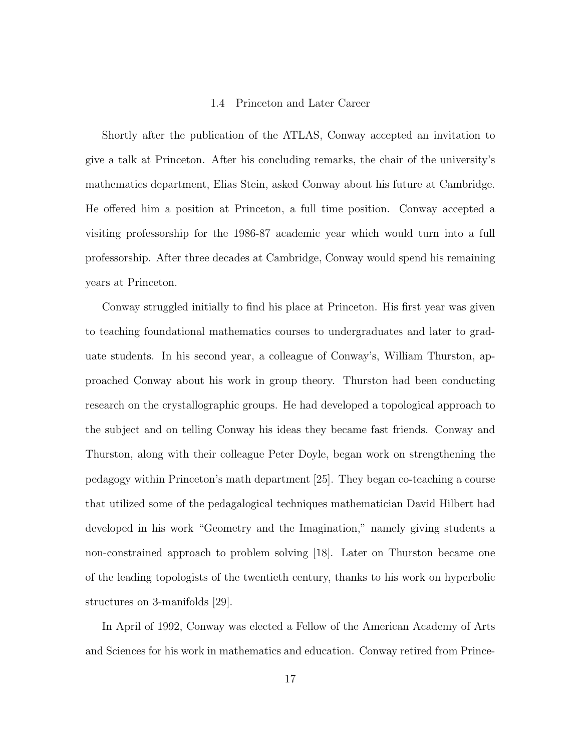## 1.4 Princeton and Later Career

Shortly after the publication of the ATLAS, Conway accepted an invitation to give a talk at Princeton. After his concluding remarks, the chair of the university's mathematics department, Elias Stein, asked Conway about his future at Cambridge. He offered him a position at Princeton, a full time position. Conway accepted a visiting professorship for the 1986-87 academic year which would turn into a full professorship. After three decades at Cambridge, Conway would spend his remaining years at Princeton.

Conway struggled initially to find his place at Princeton. His first year was given to teaching foundational mathematics courses to undergraduates and later to graduate students. In his second year, a colleague of Conway's, William Thurston, approached Conway about his work in group theory. Thurston had been conducting research on the crystallographic groups. He had developed a topological approach to the subject and on telling Conway his ideas they became fast friends. Conway and Thurston, along with their colleague Peter Doyle, began work on strengthening the pedagogy within Princeton's math department [25]. They began co-teaching a course that utilized some of the pedagalogical techniques mathematician David Hilbert had developed in his work "Geometry and the Imagination," namely giving students a non-constrained approach to problem solving [18]. Later on Thurston became one of the leading topologists of the twentieth century, thanks to his work on hyperbolic structures on 3-manifolds [29].

In April of 1992, Conway was elected a Fellow of the American Academy of Arts and Sciences for his work in mathematics and education. Conway retired from Prince-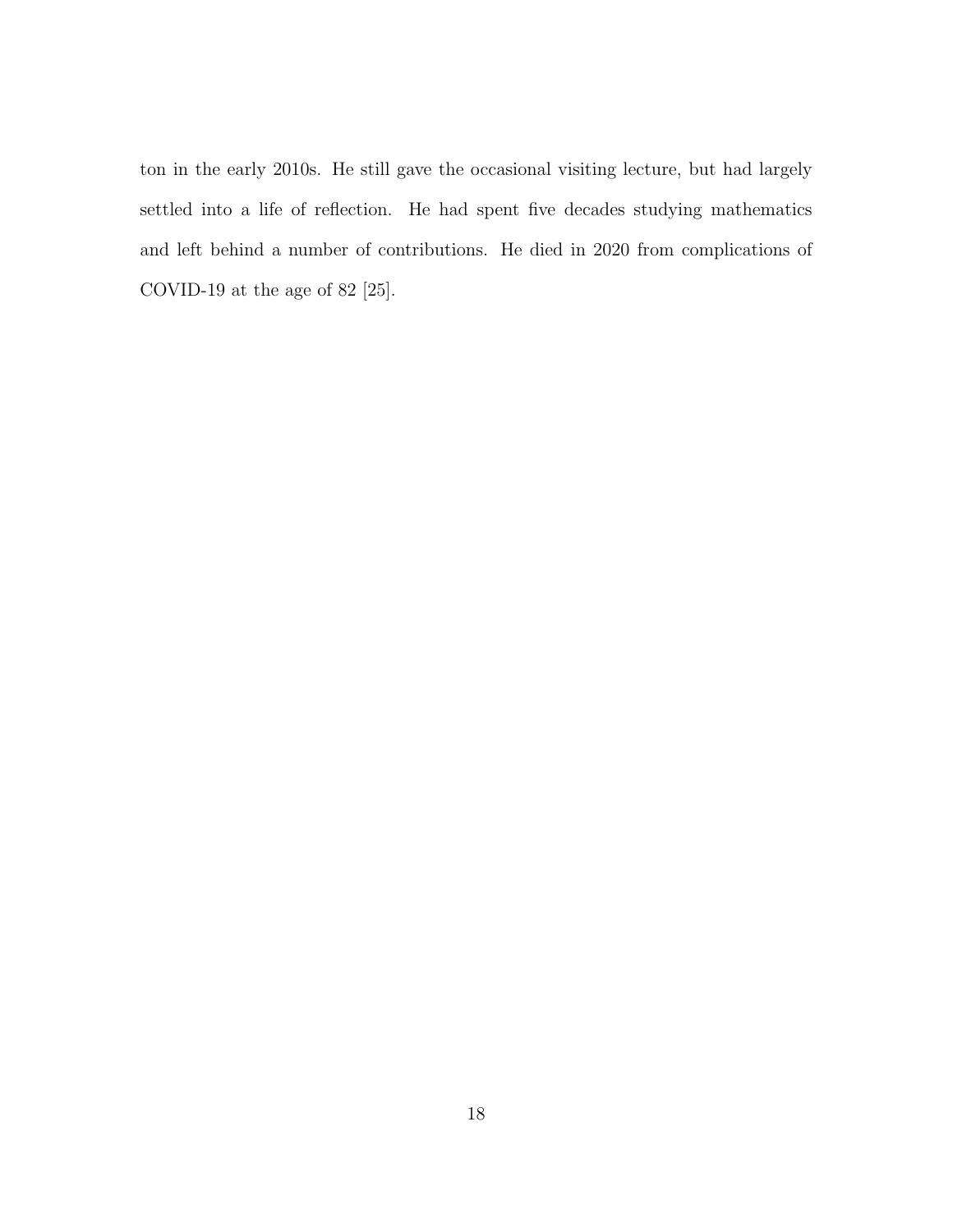ton in the early 2010s. He still gave the occasional visiting lecture, but had largely settled into a life of reflection. He had spent five decades studying mathematics and left behind a number of contributions. He died in 2020 from complications of COVID-19 at the age of 82 [25].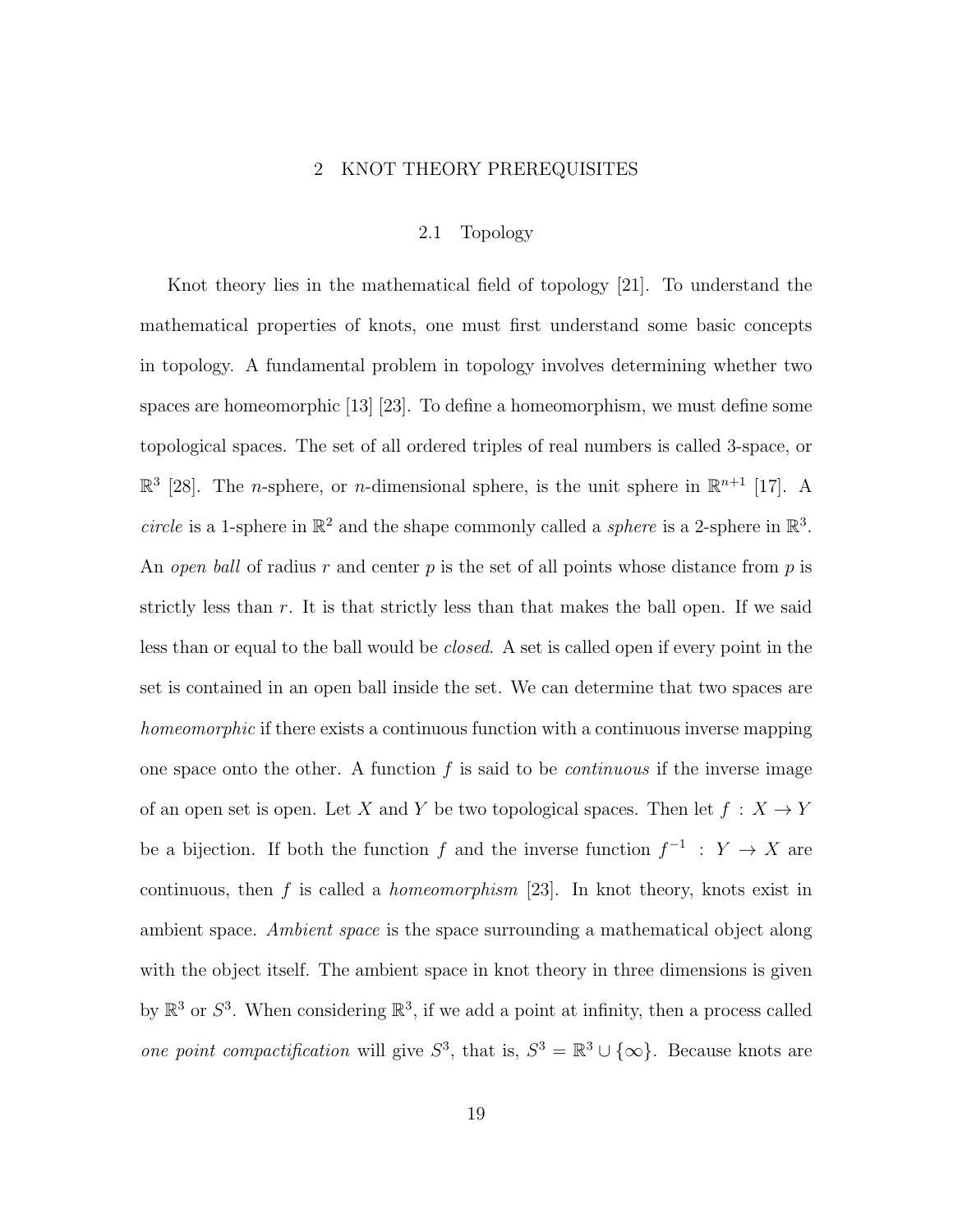# 2 KNOT THEORY PREREQUISITES

## 2.1 Topology

Knot theory lies in the mathematical field of topology [21]. To understand the mathematical properties of knots, one must first understand some basic concepts in topology. A fundamental problem in topology involves determining whether two spaces are homeomorphic [13] [23]. To define a homeomorphism, we must define some topological spaces. The set of all ordered triples of real numbers is called 3-space, or $\mathbb{R}^3$ [28]. The $n$-sphere, or $n$-dimensional sphere, is the unit sphere in $\mathbb{R}^{n+1}$ [17]. A *circle* is a 1-sphere in $\mathbb{R}^2$ and the shape commonly called a *sphere* is a 2-sphere in $\mathbb{R}^3$. An *open ball* of radius $r$ and center $p$ is the set of all points whose distance from $p$ is strictly less than $r$. It is that strictly less than that makes the ball open. If we said less than or equal to the ball would be *closed*. A set is called open if every point in the set is contained in an open ball inside the set. We can determine that two spaces are *homeomorphic* if there exists a continuous function with a continuous inverse mapping one space onto the other. A function $f$ is said to be *continuous* if the inverse image of an open set is open. Let $X$ and $Y$ be two topological spaces. Then let $f : X \rightarrow Y$ be a bijection. If both the function $f$ and the inverse function $f^{-1} : Y \rightarrow X$ are continuous, then $f$ is called a *homeomorphism* [23]. In knot theory, knots exist in ambient space. *Ambient space* is the space surrounding a mathematical object along with the object itself. The ambient space in knot theory in three dimensions is given by $\mathbb{R}^3$ or $S^3$. When considering $\mathbb{R}^3$, if we add a point at infinity, then a process called *one point compactification* will give $S^3$, that is, $S^3 = \mathbb{R}^3 \cup \{\infty\}$. Because knots are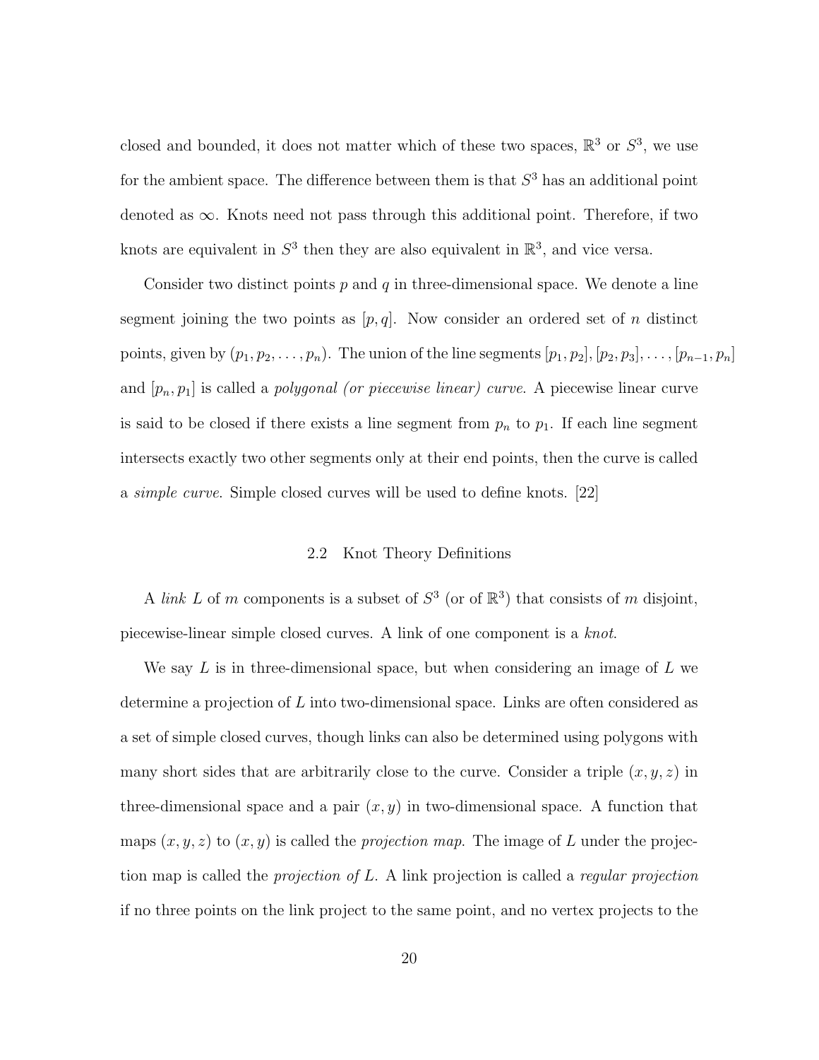closed and bounded, it does not matter which of these two spaces, $\mathbb{R}^3$ or $S^3$, we use for the ambient space. The difference between them is that $S^3$ has an additional point denoted as $\infty$. Knots need not pass through this additional point. Therefore, if two knots are equivalent in $S^3$ then they are also equivalent in $\mathbb{R}^3$, and vice versa.

Consider two distinct points $p$ and $q$ in three-dimensional space. We denote a line segment joining the two points as $[p, q]$. Now consider an ordered set of $n$ distinct points, given by $(p_1, p_2, \ldots, p_n)$. The union of the line segments $[p_1, p_2], [p_2, p_3], \ldots, [p_{n-1}, p_n]$ and $[p_n, p_1]$ is called a *polygonal (or piecewise linear) curve*. A piecewise linear curve is said to be closed if there exists a line segment from $p_n$ to $p_1$. If each line segment intersects exactly two other segments only at their end points, then the curve is called a *simple curve*. Simple closed curves will be used to define knots. [22]

## 2.2 Knot Theory Definitions

A *link* $L$ of $m$ components is a subset of $S^3$ (or of $\mathbb{R}^3$) that consists of $m$ disjoint, piecewise-linear simple closed curves. A link of one component is a *knot*.

We say $L$ is in three-dimensional space, but when considering an image of $L$ we determine a projection of $L$ into two-dimensional space. Links are often considered as a set of simple closed curves, though links can also be determined using polygons with many short sides that are arbitrarily close to the curve. Consider a triple $(x, y, z)$ in three-dimensional space and a pair $(x, y)$ in two-dimensional space. A function that maps $(x, y, z)$ to $(x, y)$ is called the *projection map*. The image of $L$ under the projection map is called the *projection of L*. A link projection is called a *regular projection* if no three points on the link project to the same point, and no vertex projects to the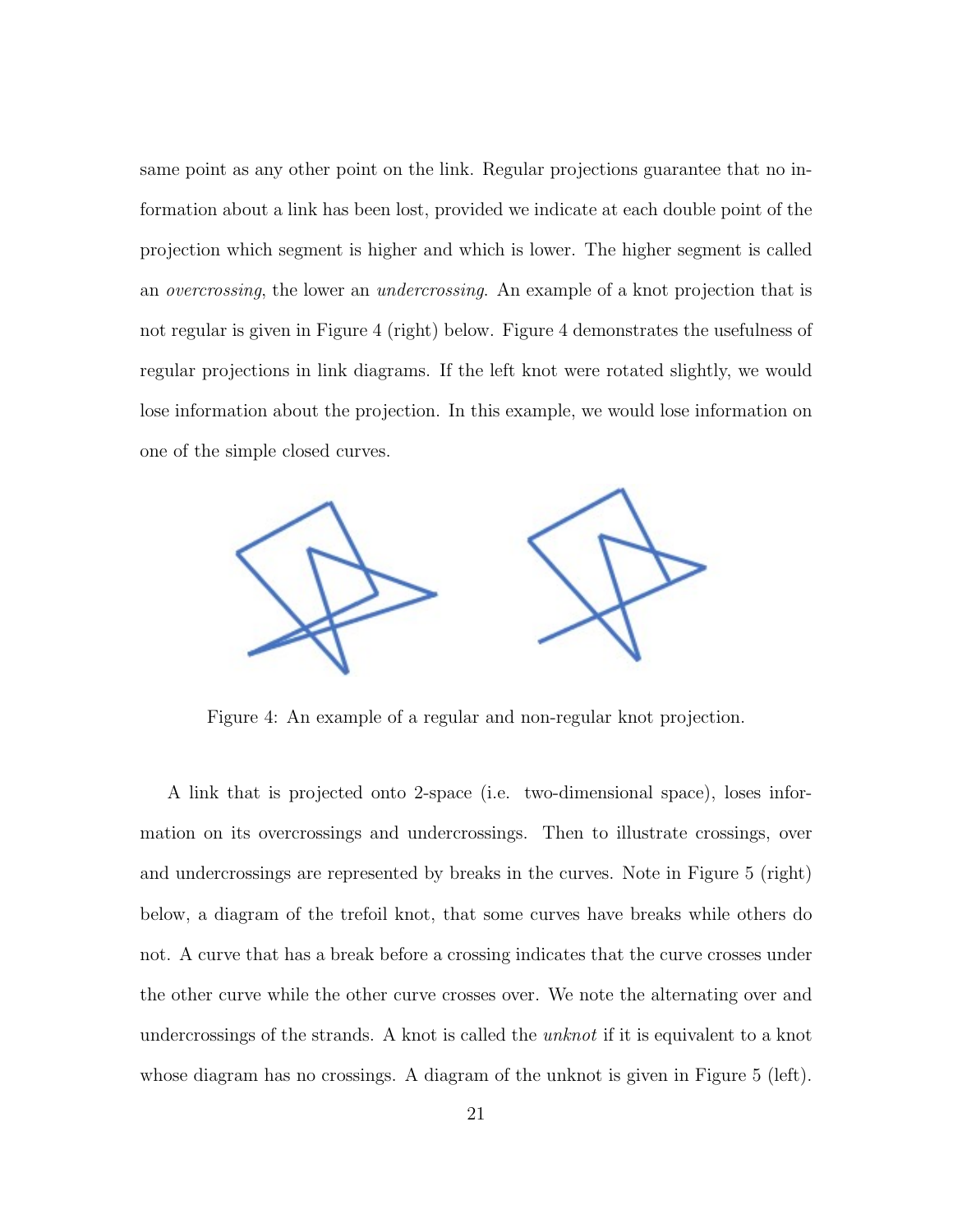same point as any other point on the link. Regular projections guarantee that no information about a link has been lost, provided we indicate at each double point of the projection which segment is higher and which is lower. The higher segment is called an *overcrossing*, the lower an *undercrossing*. An example of a knot projection that is not regular is given in Figure 4 (right) below. Figure 4 demonstrates the usefulness of regular projections in link diagrams. If the left knot were rotated slightly, we would lose information about the projection. In this example, we would lose information on one of the simple closed curves.

Figure 4: An example of a regular and non-regular knot projection.

A link that is projected onto 2-space (i.e. two-dimensional space), loses information on its overcrossings and undercrossings. Then to illustrate crossings, over and undercrossings are represented by breaks in the curves. Note in Figure 5 (right) below, a diagram of the trefoil knot, that some curves have breaks while others do not. A curve that has a break before a crossing indicates that the curve crosses under the other curve while the other curve crosses over. We note the alternating over and undercrossings of the strands. A knot is called the *unknot* if it is equivalent to a knot whose diagram has no crossings. A diagram of the unknot is given in Figure 5 (left).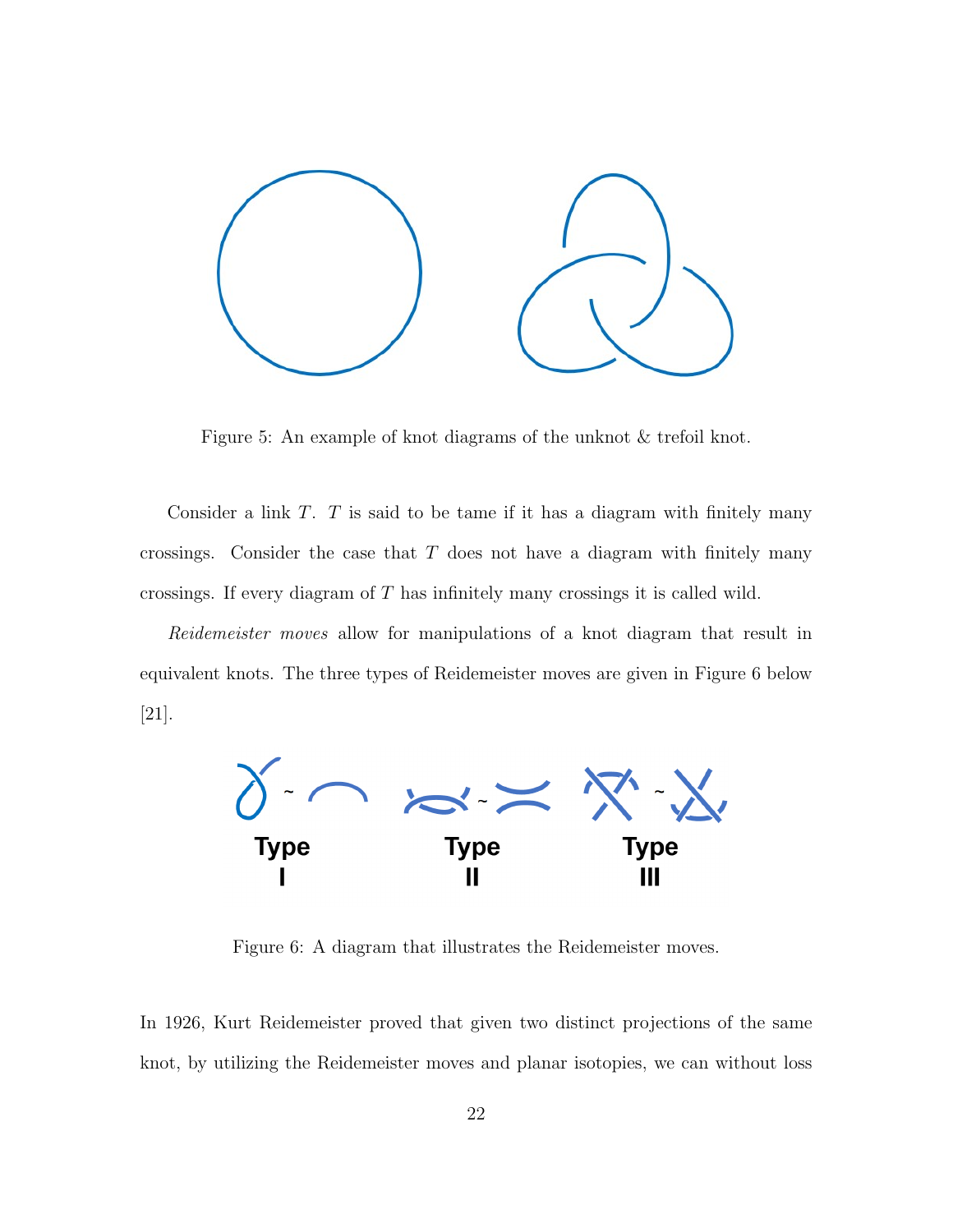Figure 5: An example of knot diagrams of the unknot & trefoil knot.

Consider a link $T$. $T$ is said to be tame if it has a diagram with finitely many crossings. Consider the case that $T$ does not have a diagram with finitely many crossings. If every diagram of $T$ has infinitely many crossings it is called wild.

*Reidemeister moves* allow for manipulations of a knot diagram that result in equivalent knots. The three types of Reidemeister moves are given in Figure 6 below [21].

Figure 6: A diagram that illustrates the Reidemeister moves.

In 1926, Kurt Reidemeister proved that given two distinct projections of the same knot, by utilizing the Reidemeister moves and planar isotopies, we can without loss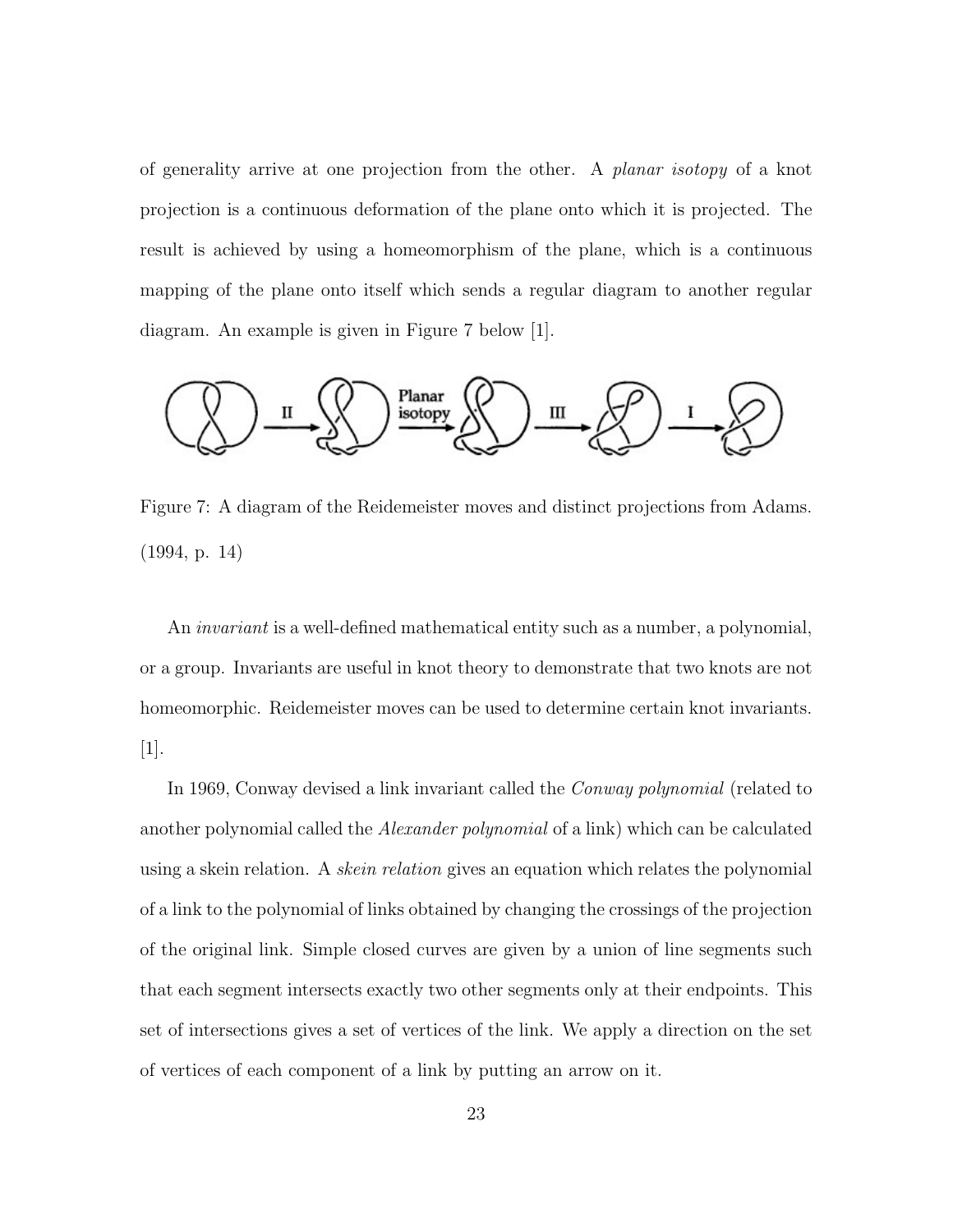of generality arrive at one projection from the other. A *planar isotopy* of a knot projection is a continuous deformation of the plane onto which it is projected. The result is achieved by using a homeomorphism of the plane, which is a continuous mapping of the plane onto itself which sends a regular diagram to another regular diagram. An example is given in Figure 7 below [1].

Figure 7: A diagram of the Reidemeister moves and distinct projections from Adams. (1994, p. 14)

An *invariant* is a well-defined mathematical entity such as a number, a polynomial, or a group. Invariants are useful in knot theory to demonstrate that two knots are not homeomorphic. Reidemeister moves can be used to determine certain knot invariants. [1].

In 1969, Conway devised a link invariant called the *Conway polynomial* (related to another polynomial called the *Alexander polynomial* of a link) which can be calculated using a skein relation. A *skein relation* gives an equation which relates the polynomial of a link to the polynomial of links obtained by changing the crossings of the projection of the original link. Simple closed curves are given by a union of line segments such that each segment intersects exactly two other segments only at their endpoints. This set of intersections gives a set of vertices of the link. We apply a direction on the set of vertices of each component of a link by putting an arrow on it.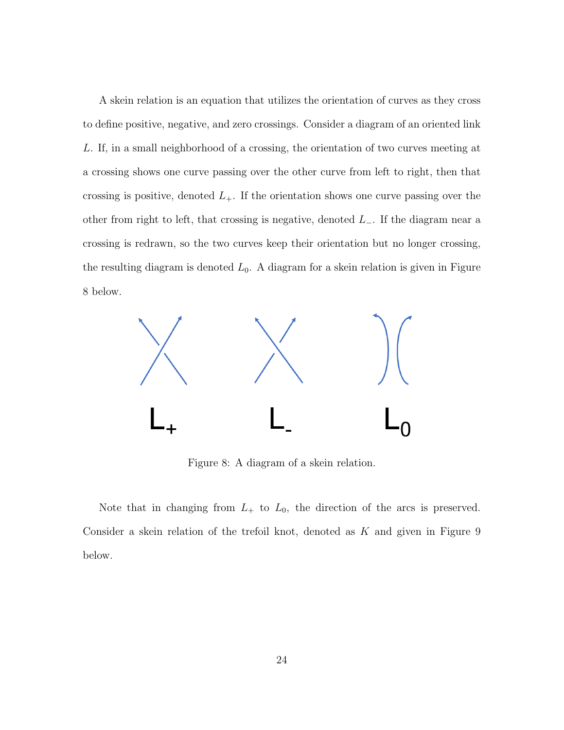A skein relation is an equation that utilizes the orientation of curves as they cross to define positive, negative, and zero crossings. Consider a diagram of an oriented link $L$. If, in a small neighborhood of a crossing, the orientation of two curves meeting at a crossing shows one curve passing over the other curve from left to right, then that crossing is positive, denoted $L_+$. If the orientation shows one curve passing over the other from right to left, that crossing is negative, denoted $L_-$. If the diagram near a crossing is redrawn, so the two curves keep their orientation but no longer crossing, the resulting diagram is denoted $L_0$. A diagram for a skein relation is given in Figure 8 below.

$L_+$ $L_-$ $L_0$

Figure 8: A diagram of a skein relation.

Note that in changing from $L_+$ to $L_0$, the direction of the arcs is preserved. Consider a skein relation of the trefoil knot, denoted as $K$ and given in Figure 9 below.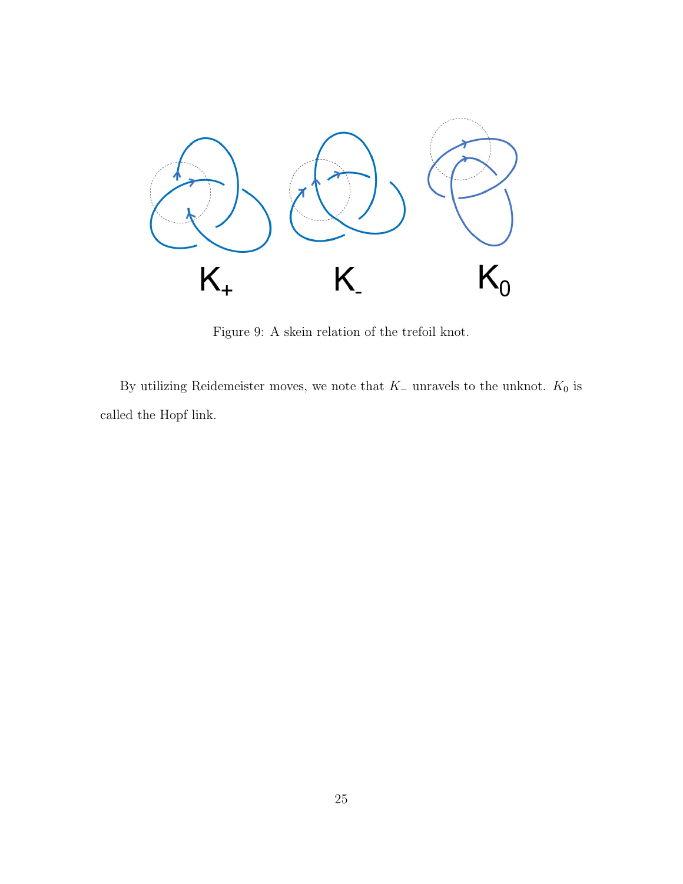Figure 9: A skein relation of the trefoil knot.

By utilizing Reidemeister moves, we note that $K_-$ unravels to the unknot. $K_0$ is called the Hopf link.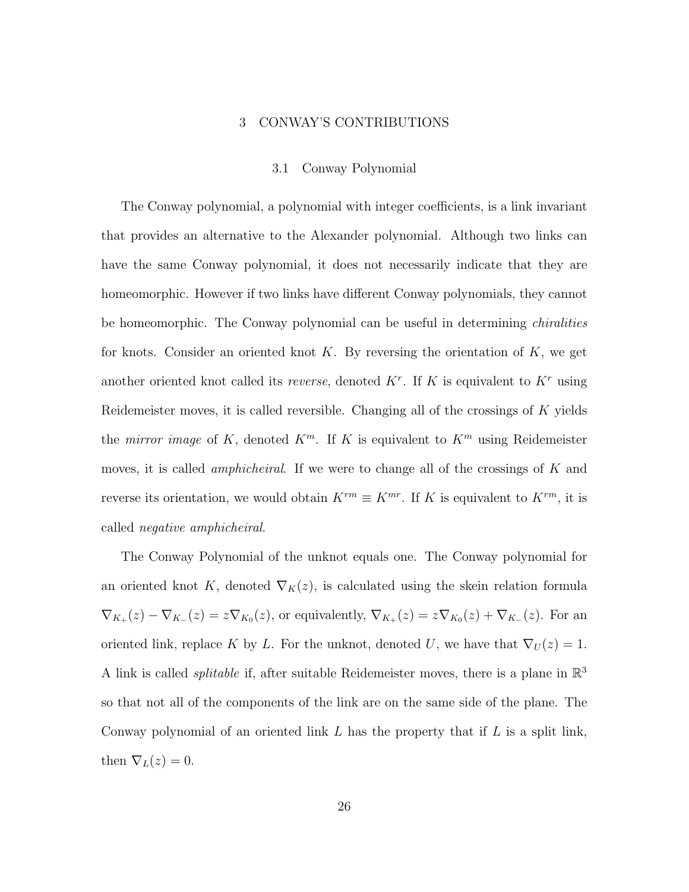# 3 CONWAY'S CONTRIBUTIONS

## 3.1 Conway Polynomial

The Conway polynomial, a polynomial with integer coefficients, is a link invariant that provides an alternative to the Alexander polynomial. Although two links can have the same Conway polynomial, it does not necessarily indicate that they are homeomorphic. However if two links have different Conway polynomials, they cannot be homeomorphic. The Conway polynomial can be useful in determining *chiralities* for knots. Consider an oriented knot $K$. By reversing the orientation of $K$, we get another oriented knot called its *reverse*, denoted $K^r$. If $K$ is equivalent to $K^r$ using Reidemeister moves, it is called reversible. Changing all of the crossings of $K$ yields the *mirror image* of $K$, denoted $K^m$. If $K$ is equivalent to $K^m$ using Reidemeister moves, it is called *amphicheiral*. If we were to change all of the crossings of $K$ and reverse its orientation, we would obtain $K^{rm} \equiv K^{mr}$. If $K$ is equivalent to $K^{rm}$, it is called *negative amphicheiral*.

The Conway Polynomial of the unknot equals one. The Conway polynomial for an oriented knot $K$, denoted $\nabla_K(z)$, is calculated using the skein relation formula $\nabla_{K_+}(z) - \nabla_{K_-}(z) = z\nabla_{K_0}(z)$, or equivalently, $\nabla_{K_+}(z) = z\nabla_{K_0}(z) + \nabla_{K_-}(z)$. For an oriented link, replace $K$ by $L$. For the unknot, denoted $U$, we have that $\nabla_U(z) = 1$. A link is called *splitable* if, after suitable Reidemeister moves, there is a plane in $\mathbb{R}^3$ so that not all of the components of the link are on the same side of the plane. The Conway polynomial of an oriented link $L$ has the property that if $L$ is a split link, then $\nabla_L(z) = 0$.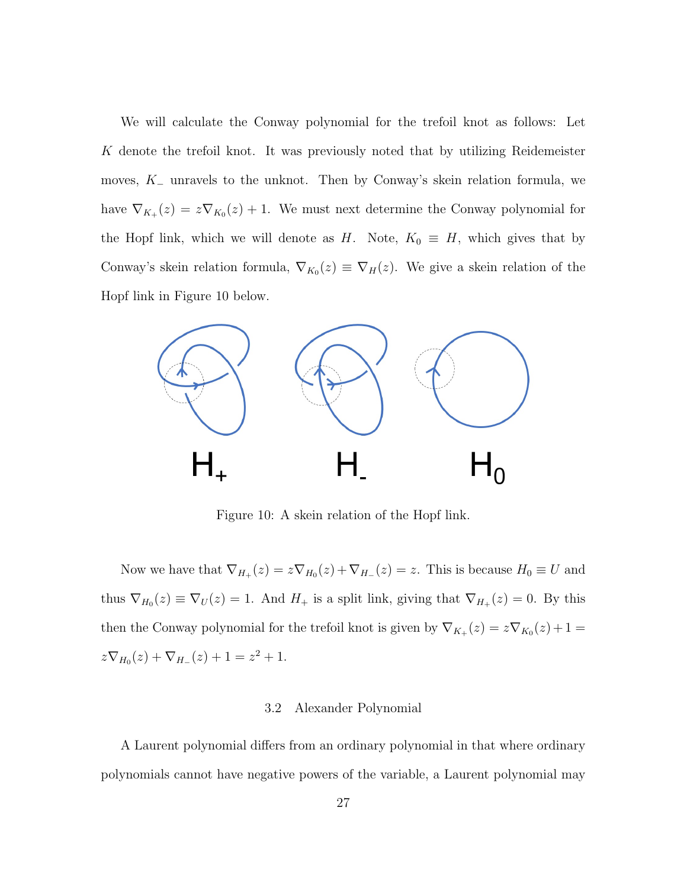We will calculate the Conway polynomial for the trefoil knot as follows: Let $K$ denote the trefoil knot. It was previously noted that by utilizing Reidemeister moves, $K_-$ unravels to the unknot. Then by Conway's skein relation formula, we have $\nabla_{K_+}(z) = z\nabla_{K_0}(z) + 1$. We must next determine the Conway polynomial for the Hopf link, which we will denote as $H$. Note, $K_0 \equiv H$, which gives that by Conway's skein relation formula, $\nabla_{K_0}(z) \equiv \nabla_H(z)$. We give a skein relation of the Hopf link in Figure 10 below.

Figure 10: A skein relation of the Hopf link.

Now we have that $\nabla_{H_+}(z) = z\nabla_{H_0}(z) + \nabla_{H_-}(z) = z$. This is because $H_0 \equiv U$ and thus $\nabla_{H_0}(z) \equiv \nabla_U(z) = 1$. And $H_+$ is a split link, giving that $\nabla_{H_+}(z) = 0$. By this then the Conway polynomial for the trefoil knot is given by $\nabla_{K_+}(z) = z\nabla_{K_0}(z) + 1 = z\nabla_{H_0}(z) + \nabla_{H_-}(z) + 1 = z^2 + 1$.

### 3.2 Alexander Polynomial

A Laurent polynomial differs from an ordinary polynomial in that where ordinary polynomials cannot have negative powers of the variable, a Laurent polynomial may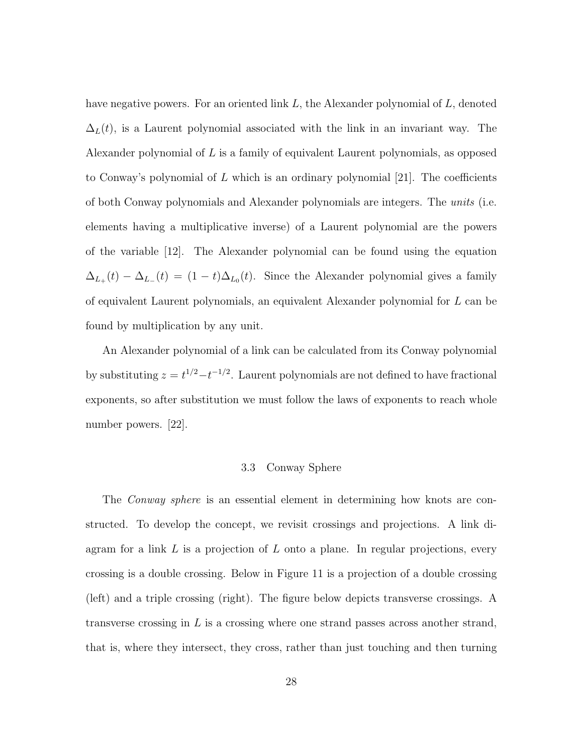have negative powers. For an oriented link $L$, the Alexander polynomial of $L$, denoted $\Delta_L(t)$, is a Laurent polynomial associated with the link in an invariant way. The Alexander polynomial of $L$ is a family of equivalent Laurent polynomials, as opposed to Conway's polynomial of $L$ which is an ordinary polynomial [21]. The coefficients of both Conway polynomials and Alexander polynomials are integers. The *units* (i.e. elements having a multiplicative inverse) of a Laurent polynomial are the powers of the variable [12]. The Alexander polynomial can be found using the equation $\Delta_{L_+}(t) - \Delta_{L_-}(t) = (1-t)\Delta_{L_0}(t)$. Since the Alexander polynomial gives a family of equivalent Laurent polynomials, an equivalent Alexander polynomial for $L$ can be found by multiplication by any unit.

An Alexander polynomial of a link can be calculated from its Conway polynomial by substituting $z = t^{1/2} - t^{-1/2}$. Laurent polynomials are not defined to have fractional exponents, so after substitution we must follow the laws of exponents to reach whole number powers. [22].

### 3.3 Conway Sphere

The *Conway sphere* is an essential element in determining how knots are constructed. To develop the concept, we revisit crossings and projections. A link diagram for a link $L$ is a projection of $L$ onto a plane. In regular projections, every crossing is a double crossing. Below in Figure 11 is a projection of a double crossing (left) and a triple crossing (right). The figure below depicts transverse crossings. A transverse crossing in $L$ is a crossing where one strand passes across another strand, that is, where they intersect, they cross, rather than just touching and then turning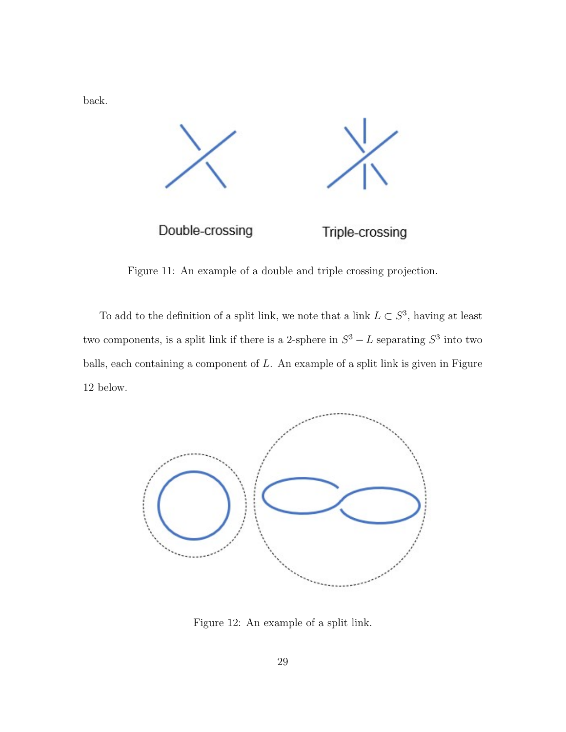back.

Figure 11: An example of a double and triple crossing projection.

To add to the definition of a split link, we note that a link $L \subset S^3$, having at least two components, is a split link if there is a 2-sphere in $S^3 - L$ separating $S^3$ into two balls, each containing a component of $L$. An example of a split link is given in Figure 12 below.

Figure 12: An example of a split link.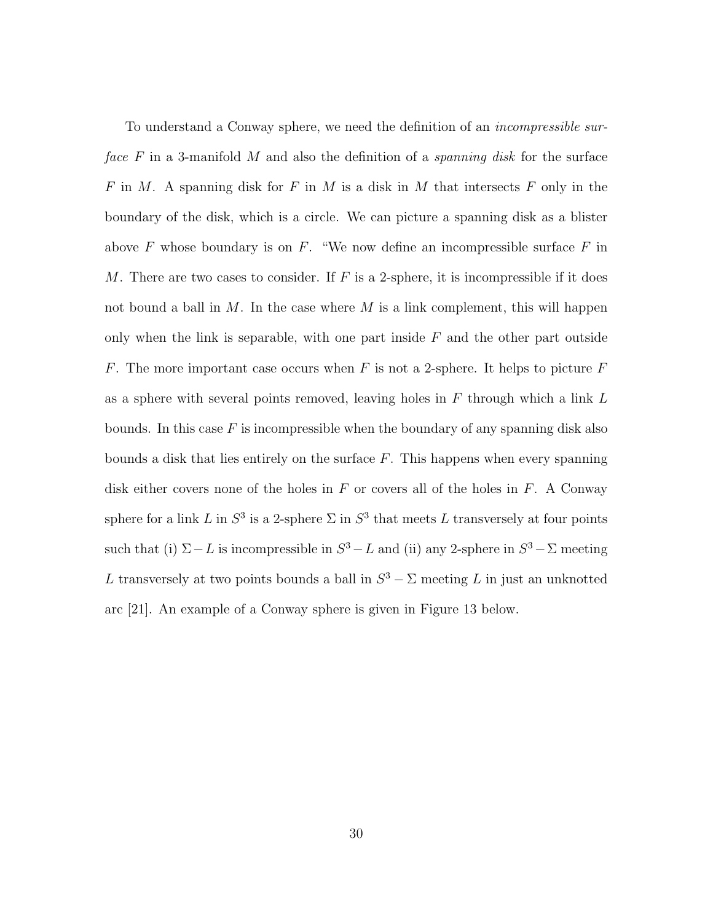To understand a Conway sphere, we need the definition of an *incompressible surface* $F$ in a 3-manifold $M$ and also the definition of a *spanning disk* for the surface $F$ in $M$. A spanning disk for $F$ in $M$ is a disk in $M$ that intersects $F$ only in the boundary of the disk, which is a circle. We can picture a spanning disk as a blister above $F$ whose boundary is on $F$. "We now define an incompressible surface $F$ in $M$. There are two cases to consider. If $F$ is a 2-sphere, it is incompressible if it does not bound a ball in $M$. In the case where $M$ is a link complement, this will happen only when the link is separable, with one part inside $F$ and the other part outside $F$. The more important case occurs when $F$ is not a 2-sphere. It helps to picture $F$ as a sphere with several points removed, leaving holes in $F$ through which a link $L$ bounds. In this case $F$ is incompressible when the boundary of any spanning disk also bounds a disk that lies entirely on the surface $F$. This happens when every spanning disk either covers none of the holes in $F$ or covers all of the holes in $F$. A Conway sphere for a link $L$ in $S^3$ is a 2-sphere $\Sigma$ in $S^3$ that meets $L$ transversely at four points such that (i) $\Sigma - L$ is incompressible in $S^3 - L$ and (ii) any 2-sphere in $S^3 - \Sigma$ meeting $L$ transversely at two points bounds a ball in $S^3 - \Sigma$ meeting $L$ in just an unknotted arc [21]. An example of a Conway sphere is given in Figure 13 below.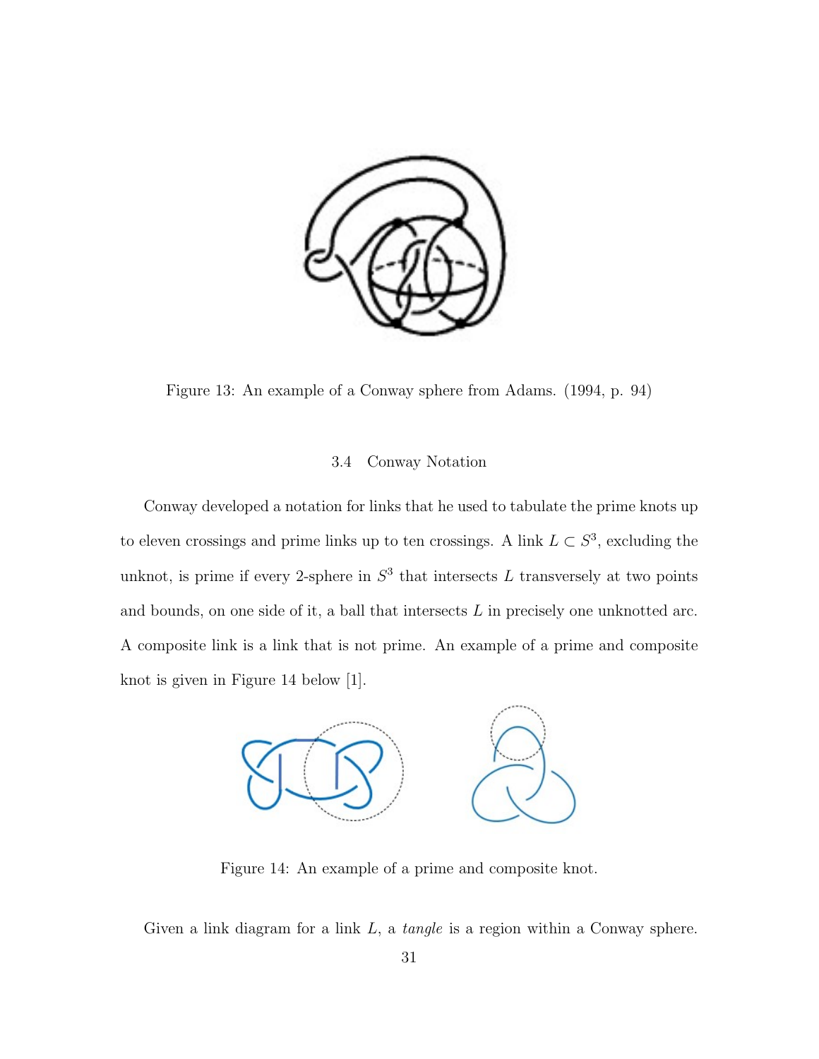Figure 13: An example of a Conway sphere from Adams. (1994, p. 94)

### 3.4 Conway Notation

Conway developed a notation for links that he used to tabulate the prime knots up to eleven crossings and prime links up to ten crossings. A link $L \subset S^3$, excluding the unknot, is prime if every 2-sphere in $S^3$ that intersects $L$ transversely at two points and bounds, on one side of it, a ball that intersects $L$ in precisely one unknotted arc. A composite link is a link that is not prime. An example of a prime and composite knot is given in Figure 14 below [1].

Figure 14: An example of a prime and composite knot.

Given a link diagram for a link $L$, a *tangle* is a region within a Conway sphere.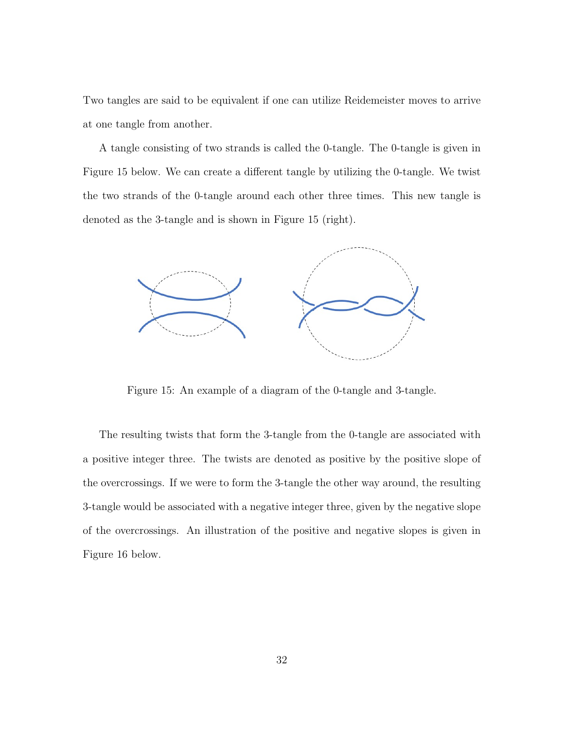Two tangles are said to be equivalent if one can utilize Reidemeister moves to arrive at one tangle from another.

A tangle consisting of two strands is called the 0-tangle. The 0-tangle is given in Figure 15 below. We can create a different tangle by utilizing the 0-tangle. We twist the two strands of the 0-tangle around each other three times. This new tangle is denoted as the 3-tangle and is shown in Figure 15 (right).

Figure 15: An example of a diagram of the 0-tangle and 3-tangle.

The resulting twists that form the 3-tangle from the 0-tangle are associated with a positive integer three. The twists are denoted as positive by the positive slope of the overcrossings. If we were to form the 3-tangle the other way around, the resulting 3-tangle would be associated with a negative integer three, given by the negative slope of the overcrossings. An illustration of the positive and negative slopes is given in Figure 16 below.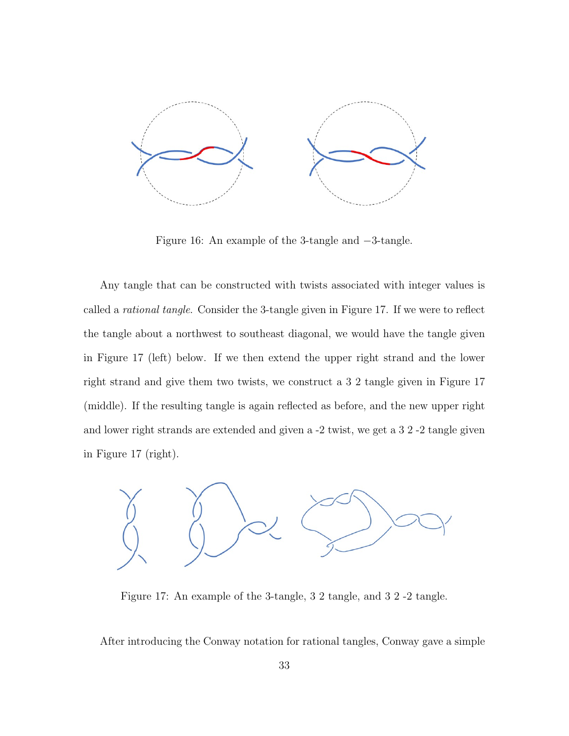Figure 16: An example of the 3-tangle and −3-tangle.

Any tangle that can be constructed with twists associated with integer values is called a *rational tangle*. Consider the 3-tangle given in Figure 17. If we were to reflect the tangle about a northwest to southeast diagonal, we would have the tangle given in Figure 17 (left) below. If we then extend the upper right strand and the lower right strand and give them two twists, we construct a 3 2 tangle given in Figure 17 (middle). If the resulting tangle is again reflected as before, and the new upper right and lower right strands are extended and given a -2 twist, we get a 3 2 -2 tangle given in Figure 17 (right).

Figure 17: An example of the 3-tangle, 3 2 tangle, and 3 2 -2 tangle.

After introducing the Conway notation for rational tangles, Conway gave a simple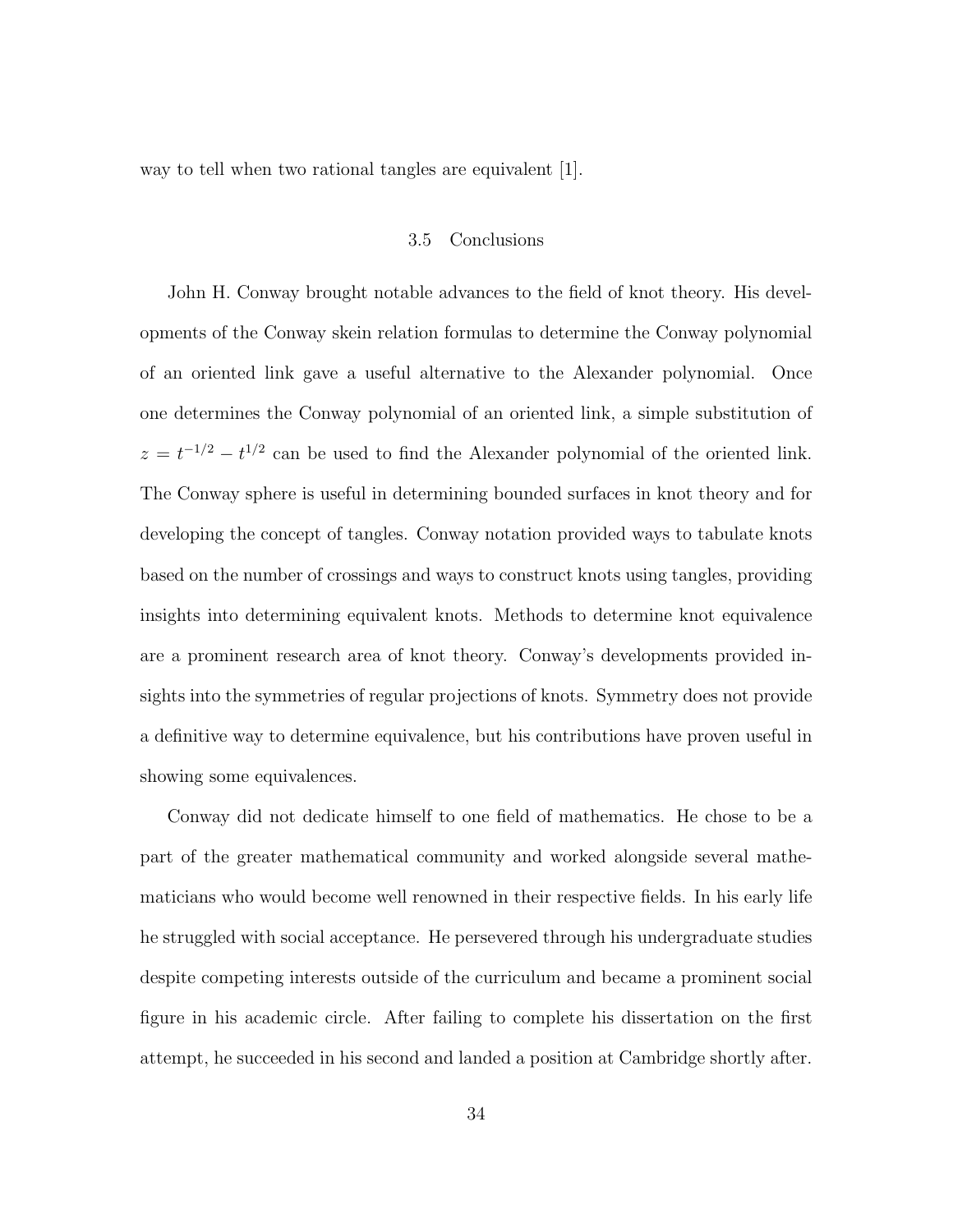way to tell when two rational tangles are equivalent [1].

### 3.5 Conclusions

John H. Conway brought notable advances to the field of knot theory. His developments of the Conway skein relation formulas to determine the Conway polynomial of an oriented link gave a useful alternative to the Alexander polynomial. Once one determines the Conway polynomial of an oriented link, a simple substitution of $z = t^{-1/2} - t^{1/2}$ can be used to find the Alexander polynomial of the oriented link. The Conway sphere is useful in determining bounded surfaces in knot theory and for developing the concept of tangles. Conway notation provided ways to tabulate knots based on the number of crossings and ways to construct knots using tangles, providing insights into determining equivalent knots. Methods to determine knot equivalence are a prominent research area of knot theory. Conway's developments provided insights into the symmetries of regular projections of knots. Symmetry does not provide a definitive way to determine equivalence, but his contributions have proven useful in showing some equivalences.

Conway did not dedicate himself to one field of mathematics. He chose to be a part of the greater mathematical community and worked alongside several mathematicians who would become well renowned in their respective fields. In his early life he struggled with social acceptance. He persevered through his undergraduate studies despite competing interests outside of the curriculum and became a prominent social figure in his academic circle. After failing to complete his dissertation on the first attempt, he succeeded in his second and landed a position at Cambridge shortly after.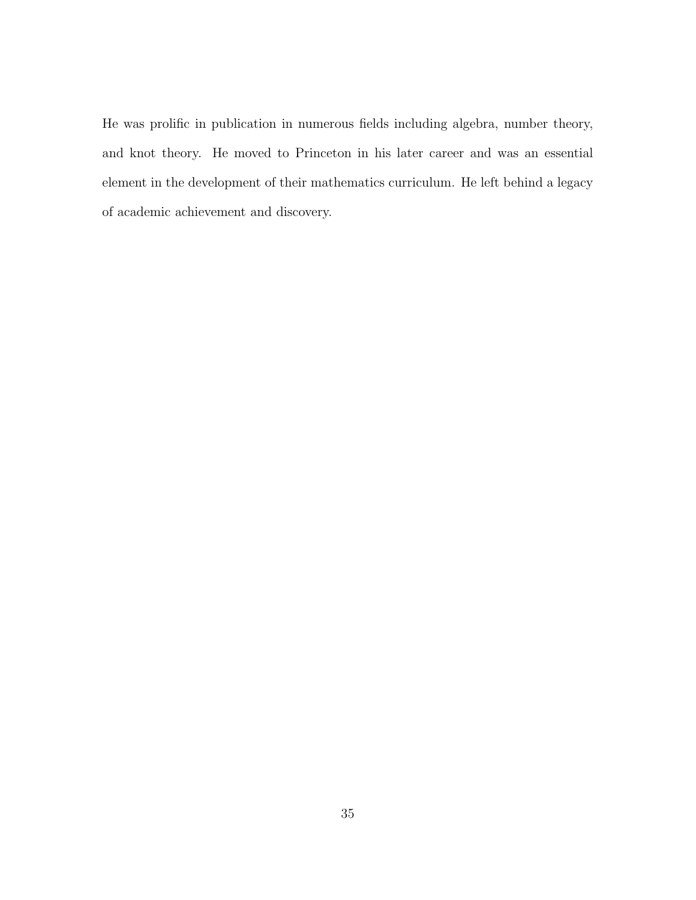He was prolific in publication in numerous fields including algebra, number theory, and knot theory. He moved to Princeton in his later career and was an essential element in the development of their mathematics curriculum. He left behind a legacy of academic achievement and discovery.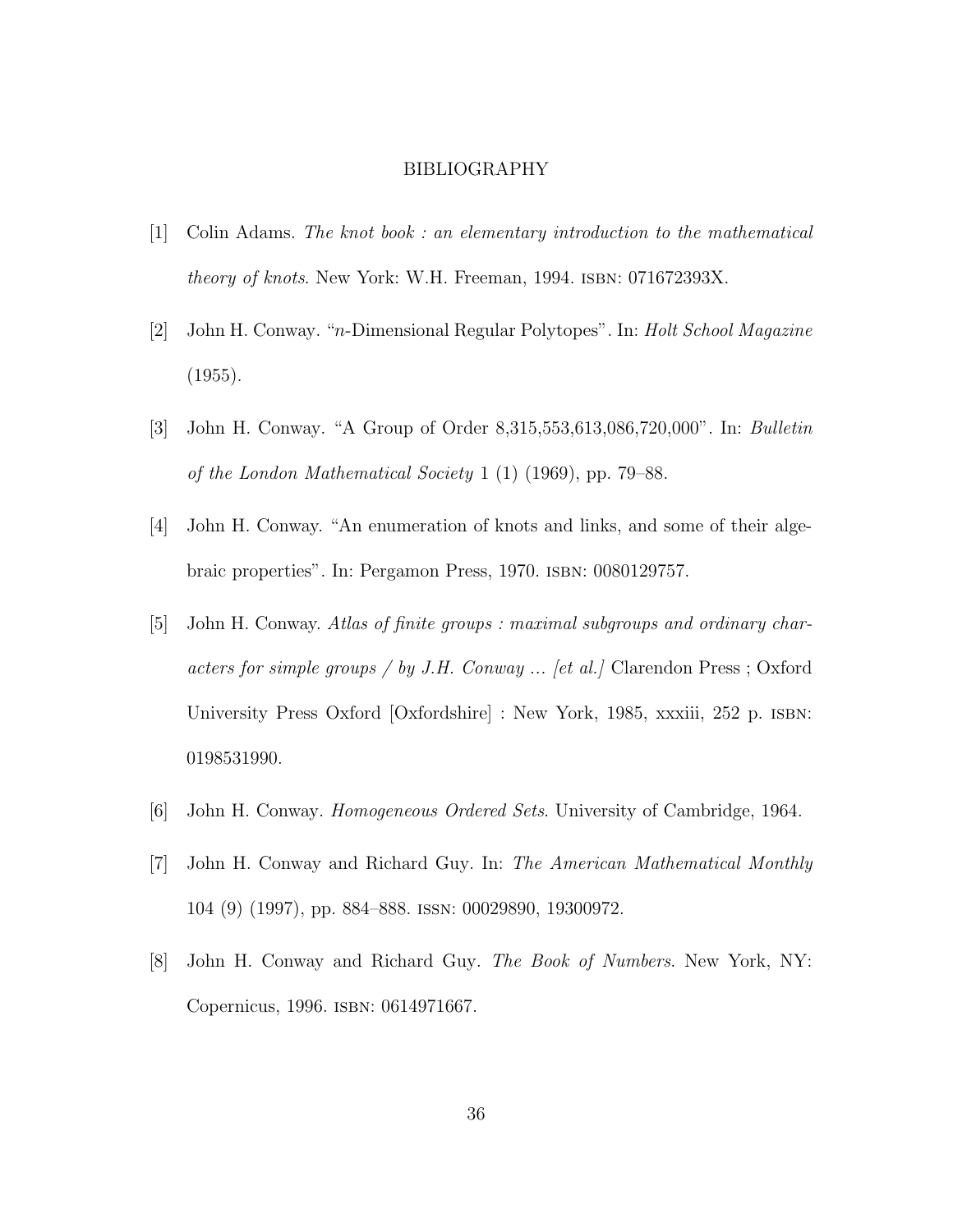# BIBLIOGRAPHY

[1] Colin Adams. *The knot book : an elementary introduction to the mathematical theory of knots*. New York: W.H. Freeman, 1994. ISBN: 071672393X.

[2] John H. Conway. "$n$-Dimensional Regular Polytopes". In: *Holt School Magazine* (1955).

[3] John H. Conway. "A Group of Order 8,315,553,613,086,720,000". In: *Bulletin of the London Mathematical Society* 1 (1) (1969), pp. 79–88.

[4] John H. Conway. "An enumeration of knots and links, and some of their algebraic properties". In: Pergamon Press, 1970. ISBN: 0080129757.

[5] John H. Conway. *Atlas of finite groups : maximal subgroups and ordinary characters for simple groups / by J.H. Conway ... [et al.]* Clarendon Press ; Oxford University Press Oxford [Oxfordshire] : New York, 1985, xxxiii, 252 p. ISBN: 0198531990.

[6] John H. Conway. *Homogeneous Ordered Sets*. University of Cambridge, 1964.

[7] John H. Conway and Richard Guy. In: *The American Mathematical Monthly* 104 (9) (1997), pp. 884–888. ISSN: 00029890, 19300972.

[8] John H. Conway and Richard Guy. *The Book of Numbers*. New York, NY: Copernicus, 1996. ISBN: 0614971667.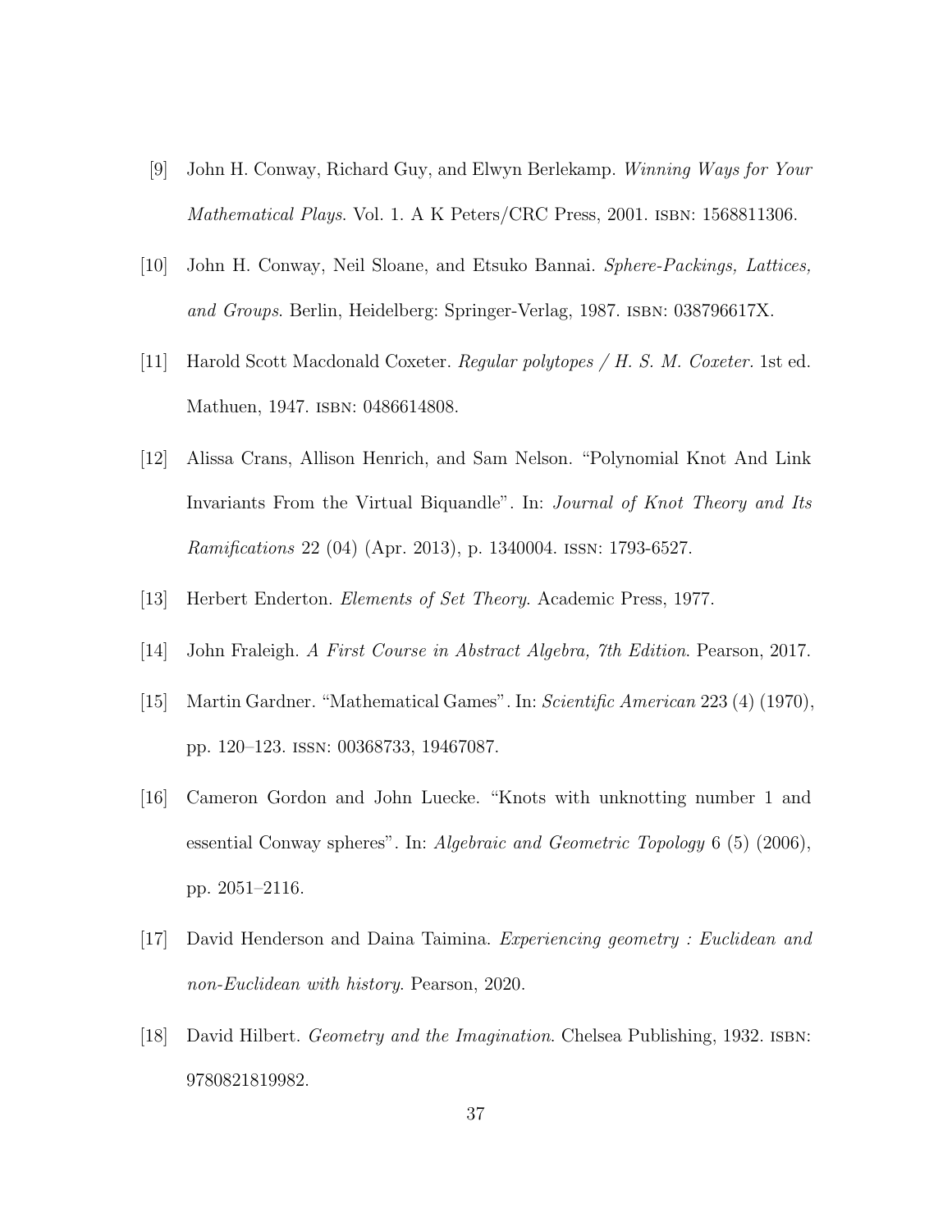[9] John H. Conway, Richard Guy, and Elwyn Berlekamp. *Winning Ways for Your Mathematical Plays*. Vol. 1. A K Peters/CRC Press, 2001. ISBN: 1568811306.

[10] John H. Conway, Neil Sloane, and Etsuko Bannai. *Sphere-Packings, Lattices, and Groups*. Berlin, Heidelberg: Springer-Verlag, 1987. ISBN: 038796617X.

[11] Harold Scott Macdonald Coxeter. *Regular polytopes / H. S. M. Coxeter*. 1st ed. Mathuen, 1947. ISBN: 0486614808.

[12] Alissa Crans, Allison Henrich, and Sam Nelson. "Polynomial Knot And Link Invariants From the Virtual Biquandle". In: *Journal of Knot Theory and Its Ramifications* 22 (04) (Apr. 2013), p. 1340004. ISSN: 1793-6527.

[13] Herbert Enderton. *Elements of Set Theory*. Academic Press, 1977.

[14] John Fraleigh. *A First Course in Abstract Algebra, 7th Edition*. Pearson, 2017.

[15] Martin Gardner. "Mathematical Games". In: *Scientific American* 223 (4) (1970), pp. 120–123. ISSN: 00368733, 19467087.

[16] Cameron Gordon and John Luecke. "Knots with unknotting number 1 and essential Conway spheres". In: *Algebraic and Geometric Topology* 6 (5) (2006), pp. 2051–2116.

[17] David Henderson and Daina Taimina. *Experiencing geometry : Euclidean and non-Euclidean with history*. Pearson, 2020.

[18] David Hilbert. *Geometry and the Imagination*. Chelsea Publishing, 1932. ISBN: 9780821819982.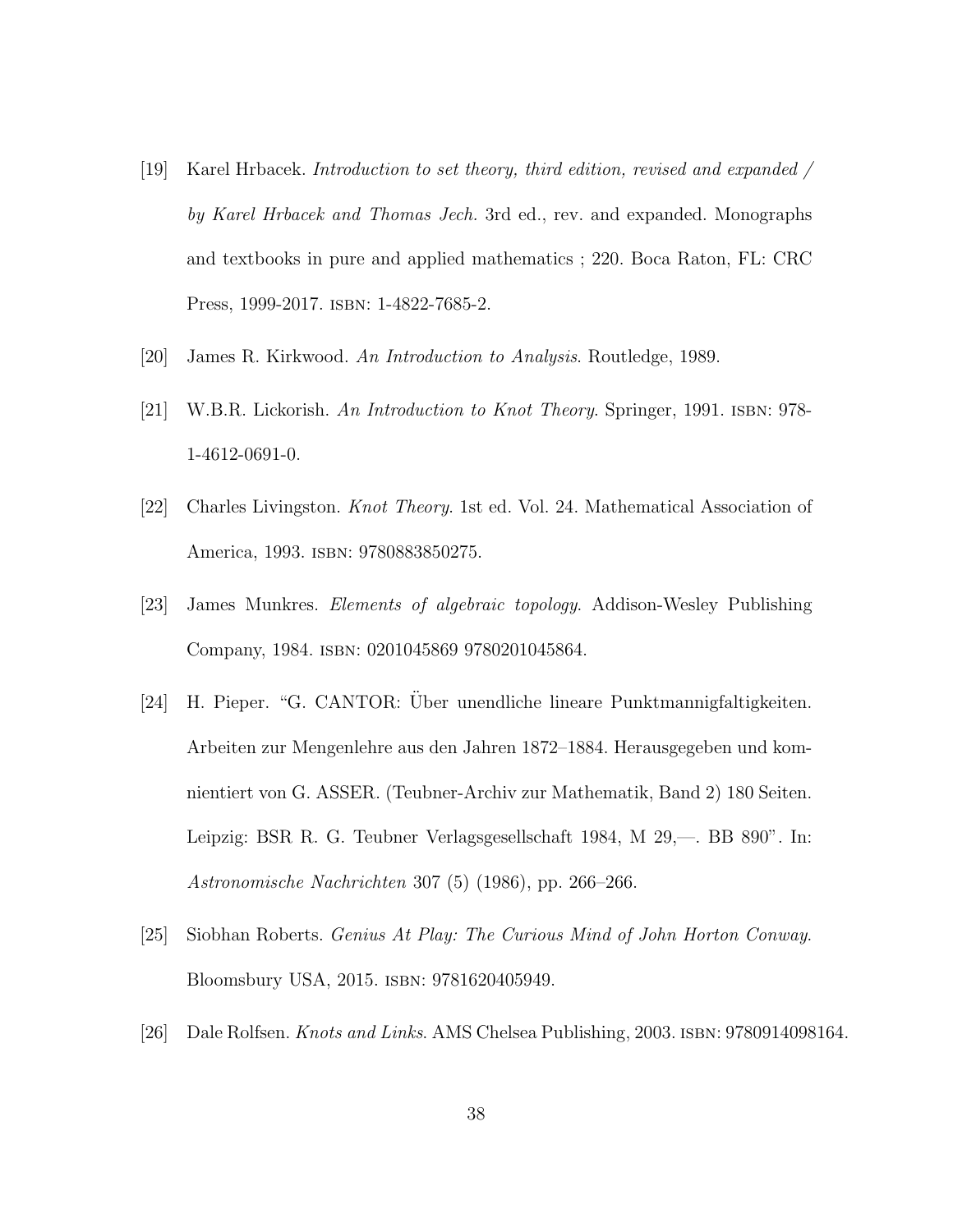[19] Karel Hrbacek. *Introduction to set theory, third edition, revised and expanded / by Karel Hrbacek and Thomas Jech*. 3rd ed., rev. and expanded. Monographs and textbooks in pure and applied mathematics ; 220. Boca Raton, FL: CRC Press, 1999-2017. ISBN: 1-4822-7685-2.

[20] James R. Kirkwood. *An Introduction to Analysis*. Routledge, 1989.

[21] W.B.R. Lickorish. *An Introduction to Knot Theory*. Springer, 1991. ISBN: 978-1-4612-0691-0.

[22] Charles Livingston. *Knot Theory*. 1st ed. Vol. 24. Mathematical Association of America, 1993. ISBN: 9780883850275.

[23] James Munkres. *Elements of algebraic topology*. Addison-Wesley Publishing Company, 1984. ISBN: 0201045869 9780201045864.

[24] H. Pieper. "G. CANTOR: Über unendliche lineare Punktmannigfaltigkeiten. Arbeiten zur Mengenlehre aus den Jahren 1872–1884. Herausgegeben und kommentiert von G. ASSER. (Teubner-Archiv zur Mathematik, Band 2) 180 Seiten. Leipzig: BSR R. G. Teubner Verlagsgesellschaft 1984, M 29,—. BB 890". In: *Astronomische Nachrichten* 307 (5) (1986), pp. 266–266.

[25] Siobhan Roberts. *Genius At Play: The Curious Mind of John Horton Conway*. Bloomsbury USA, 2015. ISBN: 9781620405949.

[26] Dale Rolfsen. *Knots and Links*. AMS Chelsea Publishing, 2003. ISBN: 9780914098164.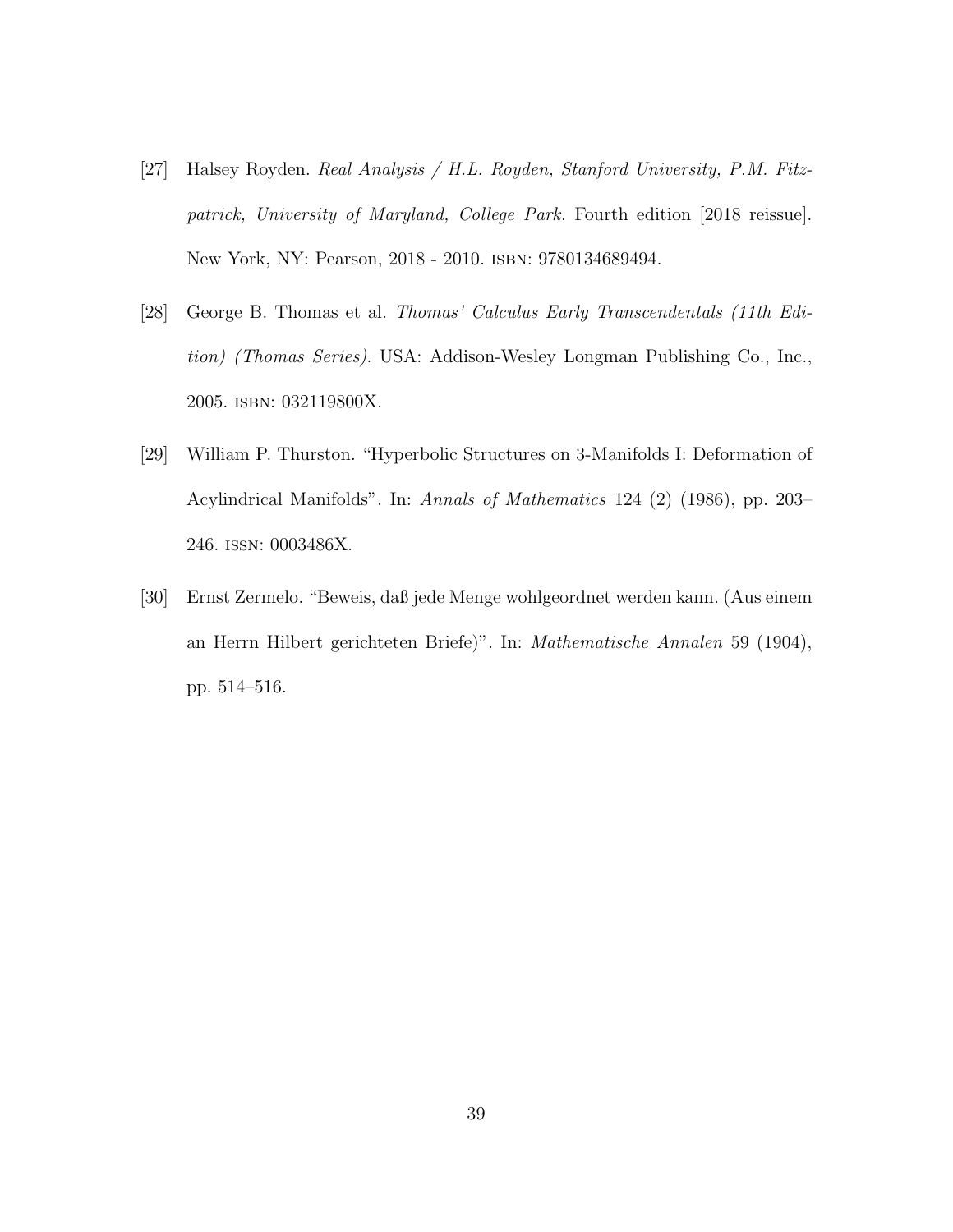[27] Halsey Royden. *Real Analysis / H.L. Royden, Stanford University, P.M. Fitzpatrick, University of Maryland, College Park.* Fourth edition [2018 reissue]. New York, NY: Pearson, 2018 - 2010. ISBN: 9780134689494.

[28] George B. Thomas et al. *Thomas' Calculus Early Transcendentals (11th Edition) (Thomas Series).* USA: Addison-Wesley Longman Publishing Co., Inc., 2005. ISBN: 032119800X.

[29] William P. Thurston. "Hyperbolic Structures on 3-Manifolds I: Deformation of Acylindrical Manifolds". In: *Annals of Mathematics* 124 (2) (1986), pp. 203–246. ISSN: 0003486X.

[30] Ernst Zermelo. "Beweis, daß jede Menge wohlgeordnet werden kann. (Aus einem an Herrn Hilbert gerichteten Briefe)". In: *Mathematische Annalen* 59 (1904), pp. 514–516.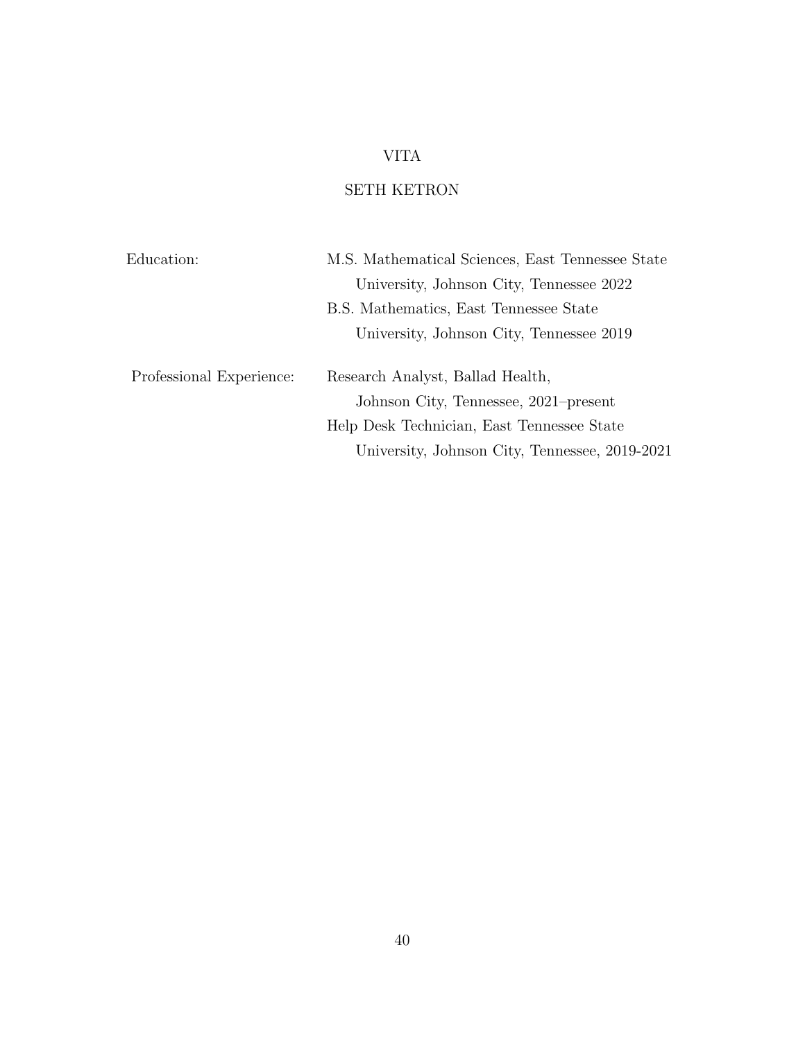# VITA

## SETH KETRON

| | |
|---|---|
| Education: | M.S. Mathematical Sciences, East Tennessee State University, Johnson City, Tennessee 2022 |
| | B.S. Mathematics, East Tennessee State University, Johnson City, Tennessee 2019 |
| Professional Experience: | Research Analyst, Ballad Health, Johnson City, Tennessee, 2021–present |
| | Help Desk Technician, East Tennessee State University, Johnson City, Tennessee, 2019-2021 |